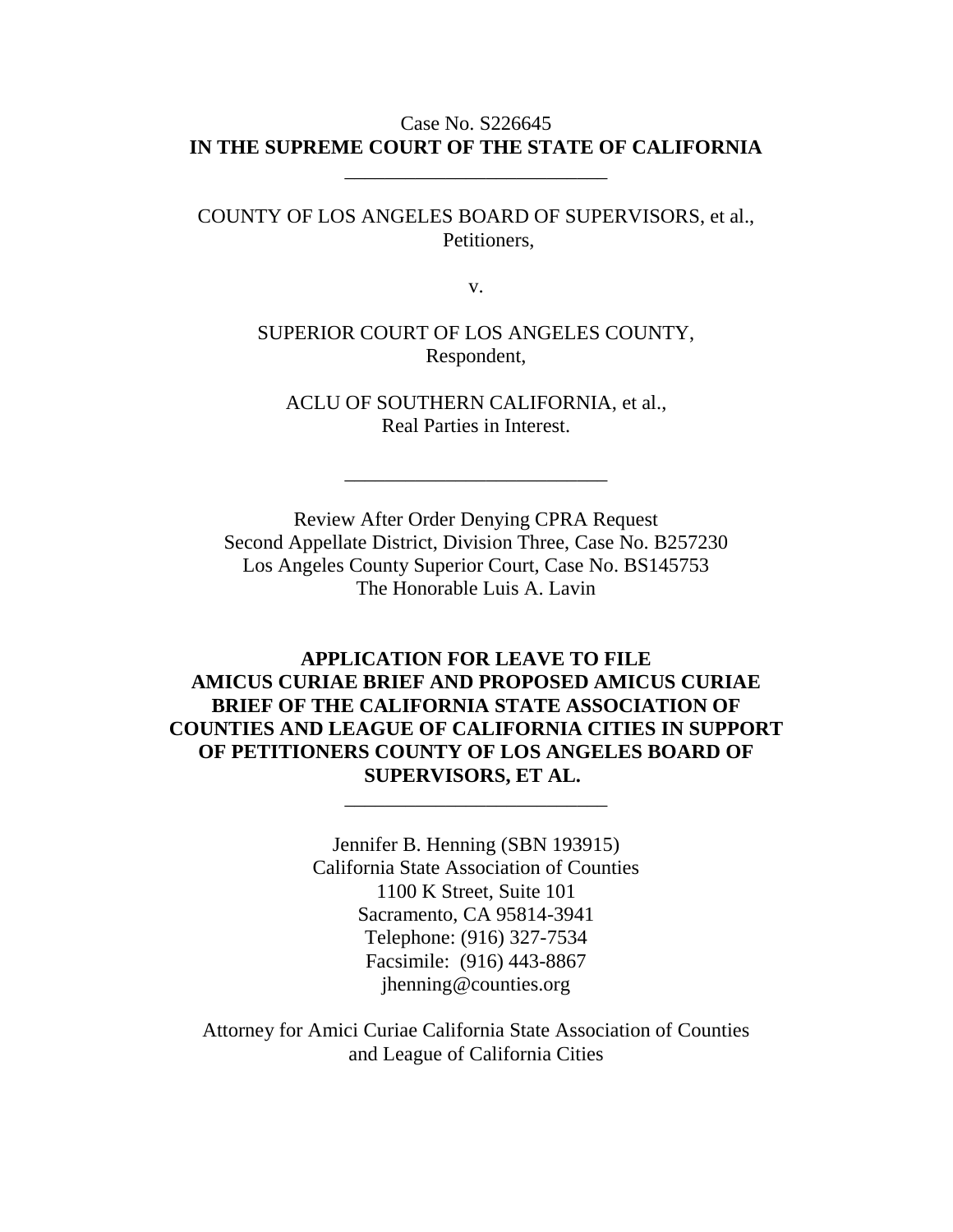Case No. S226645

**IN THE SUPREME COURT OF THE STATE OF CALIFORNIA**

---

COUNTY OF LOS ANGELES BOARD OF SUPERVISORS, et al.,
Petitioners,

v.

SUPERIOR COURT OF LOS ANGELES COUNTY,
Respondent,

ACLU OF SOUTHERN CALIFORNIA, et al.,
Real Parties in Interest.

---

Review After Order Denying CPRA Request
Second Appellate District, Division Three, Case No. B257230
Los Angeles County Superior Court, Case No. BS145753
The Honorable Luis A. Lavin

**APPLICATION FOR LEAVE TO FILE AMICUS CURIAE BRIEF AND PROPOSED AMICUS CURIAE BRIEF OF THE CALIFORNIA STATE ASSOCIATION OF COUNTIES AND LEAGUE OF CALIFORNIA CITIES IN SUPPORT OF PETITIONERS COUNTY OF LOS ANGELES BOARD OF SUPERVISORS, ET AL.**

---

Jennifer B. Henning (SBN 193915)
California State Association of Counties
1100 K Street, Suite 101
Sacramento, CA 95814-3941
Telephone: (916) 327-7534
Facsimile: (916) 443-8867
jhenning@counties.org

Attorney for Amici Curiae California State Association of Counties and League of California Cities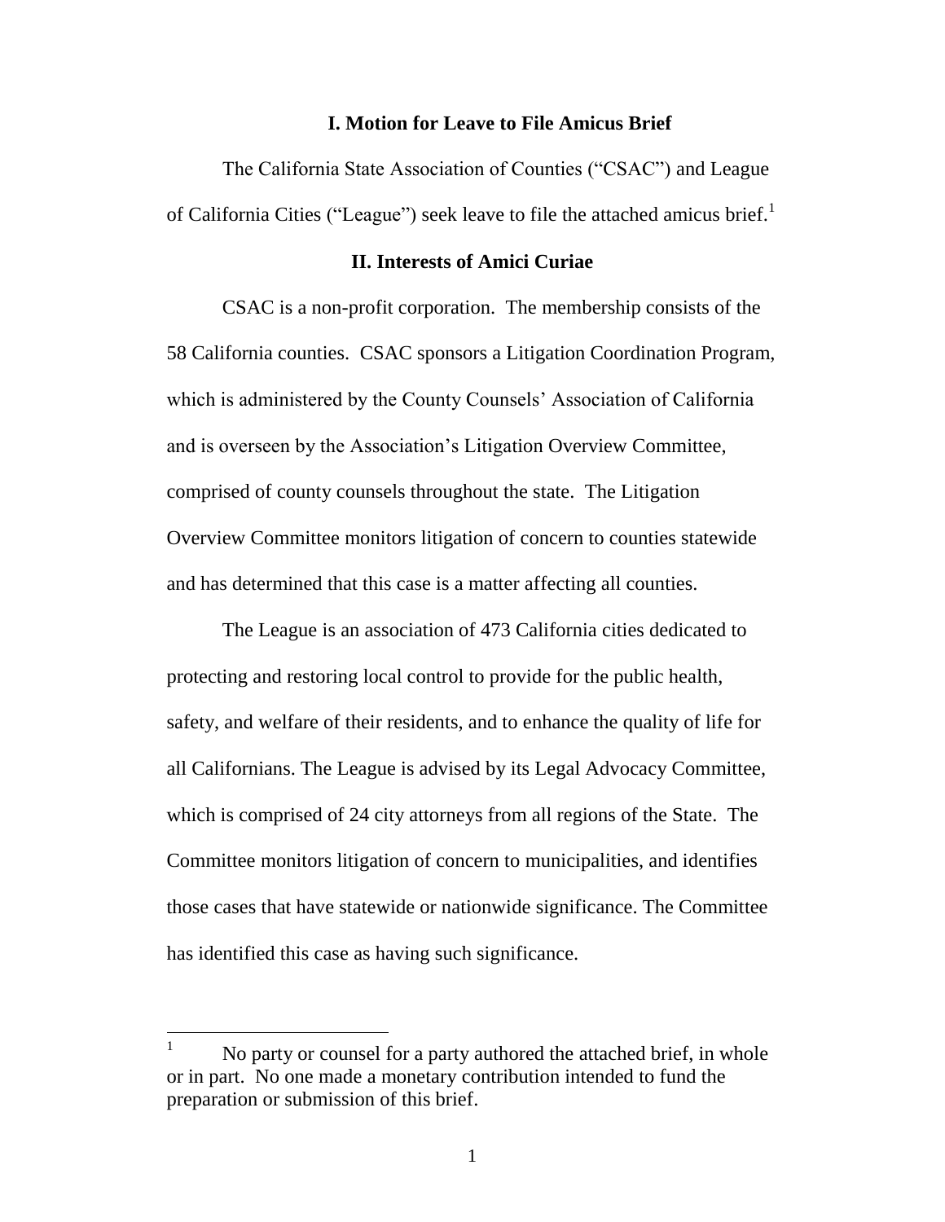## I. Motion for Leave to File Amicus Brief

The California State Association of Counties ("CSAC") and League of California Cities ("League") seek leave to file the attached amicus brief.[1]

## II. Interests of Amici Curiae

CSAC is a non-profit corporation. The membership consists of the 58 California counties. CSAC sponsors a Litigation Coordination Program, which is administered by the County Counsels' Association of California and is overseen by the Association's Litigation Overview Committee, comprised of county counsels throughout the state. The Litigation Overview Committee monitors litigation of concern to counties statewide and has determined that this case is a matter affecting all counties.

The League is an association of 473 California cities dedicated to protecting and restoring local control to provide for the public health, safety, and welfare of their residents, and to enhance the quality of life for all Californians. The League is advised by its Legal Advocacy Committee, which is comprised of 24 city attorneys from all regions of the State. The Committee monitors litigation of concern to municipalities, and identifies those cases that have statewide or nationwide significance. The Committee has identified this case as having such significance.

---

[1] No party or counsel for a party authored the attached brief, in whole or in part. No one made a monetary contribution intended to fund the preparation or submission of this brief.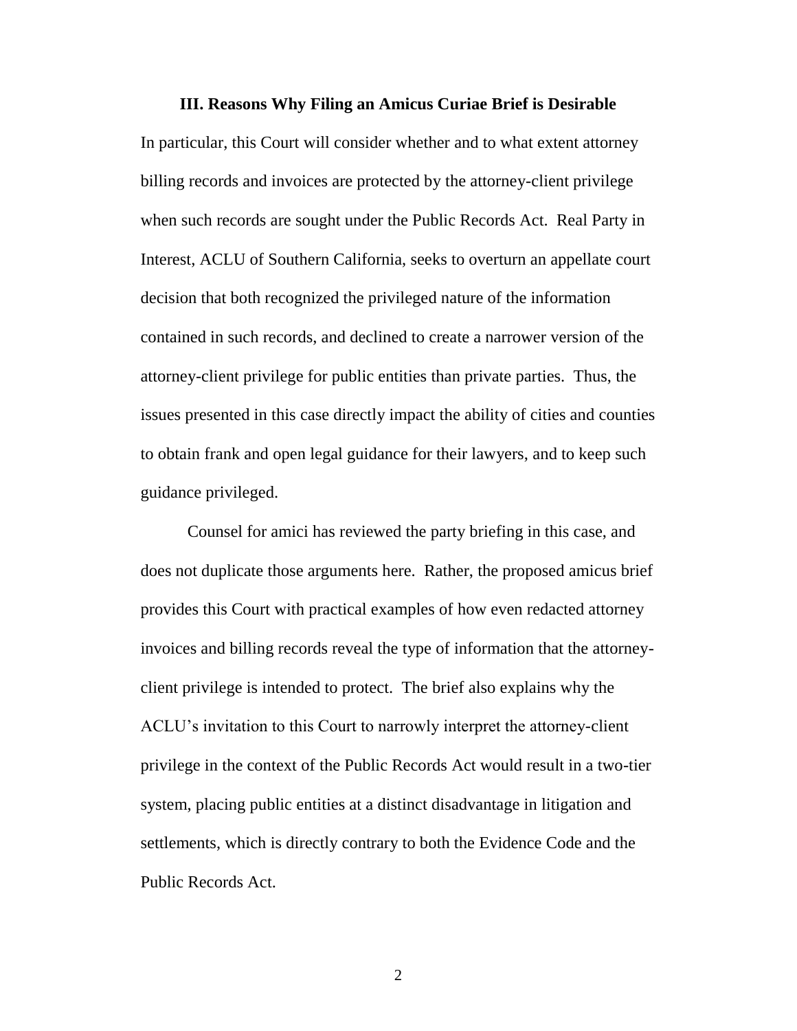### III. Reasons Why Filing an Amicus Curiae Brief is Desirable

In particular, this Court will consider whether and to what extent attorney billing records and invoices are protected by the attorney-client privilege when such records are sought under the Public Records Act. Real Party in Interest, ACLU of Southern California, seeks to overturn an appellate court decision that both recognized the privileged nature of the information contained in such records, and declined to create a narrower version of the attorney-client privilege for public entities than private parties. Thus, the issues presented in this case directly impact the ability of cities and counties to obtain frank and open legal guidance for their lawyers, and to keep such guidance privileged.

Counsel for amici has reviewed the party briefing in this case, and does not duplicate those arguments here. Rather, the proposed amicus brief provides this Court with practical examples of how even redacted attorney invoices and billing records reveal the type of information that the attorney-client privilege is intended to protect. The brief also explains why the ACLU's invitation to this Court to narrowly interpret the attorney-client privilege in the context of the Public Records Act would result in a two-tier system, placing public entities at a distinct disadvantage in litigation and settlements, which is directly contrary to both the Evidence Code and the Public Records Act.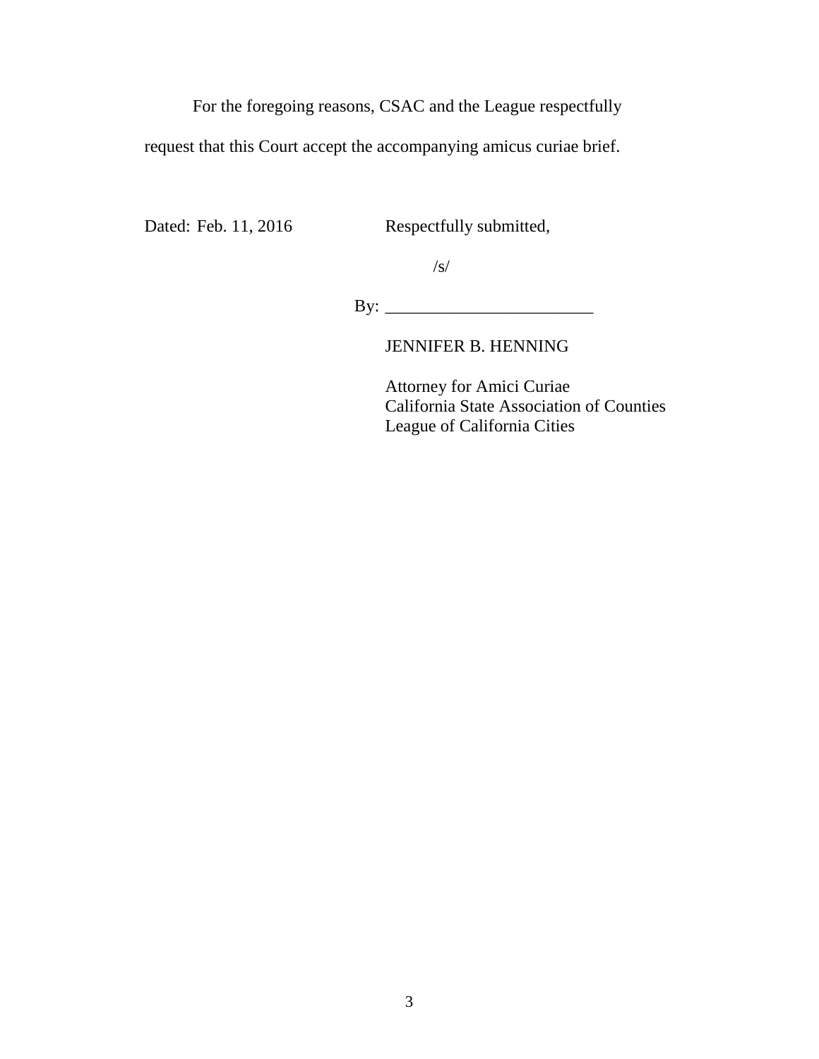For the foregoing reasons, CSAC and the League respectfully request that this Court accept the accompanying amicus curiae brief.

Dated: Feb. 11, 2016

Respectfully submitted,

/s/

By: ________________________

JENNIFER B. HENNING

Attorney for Amici Curiae
California State Association of Counties
League of California Cities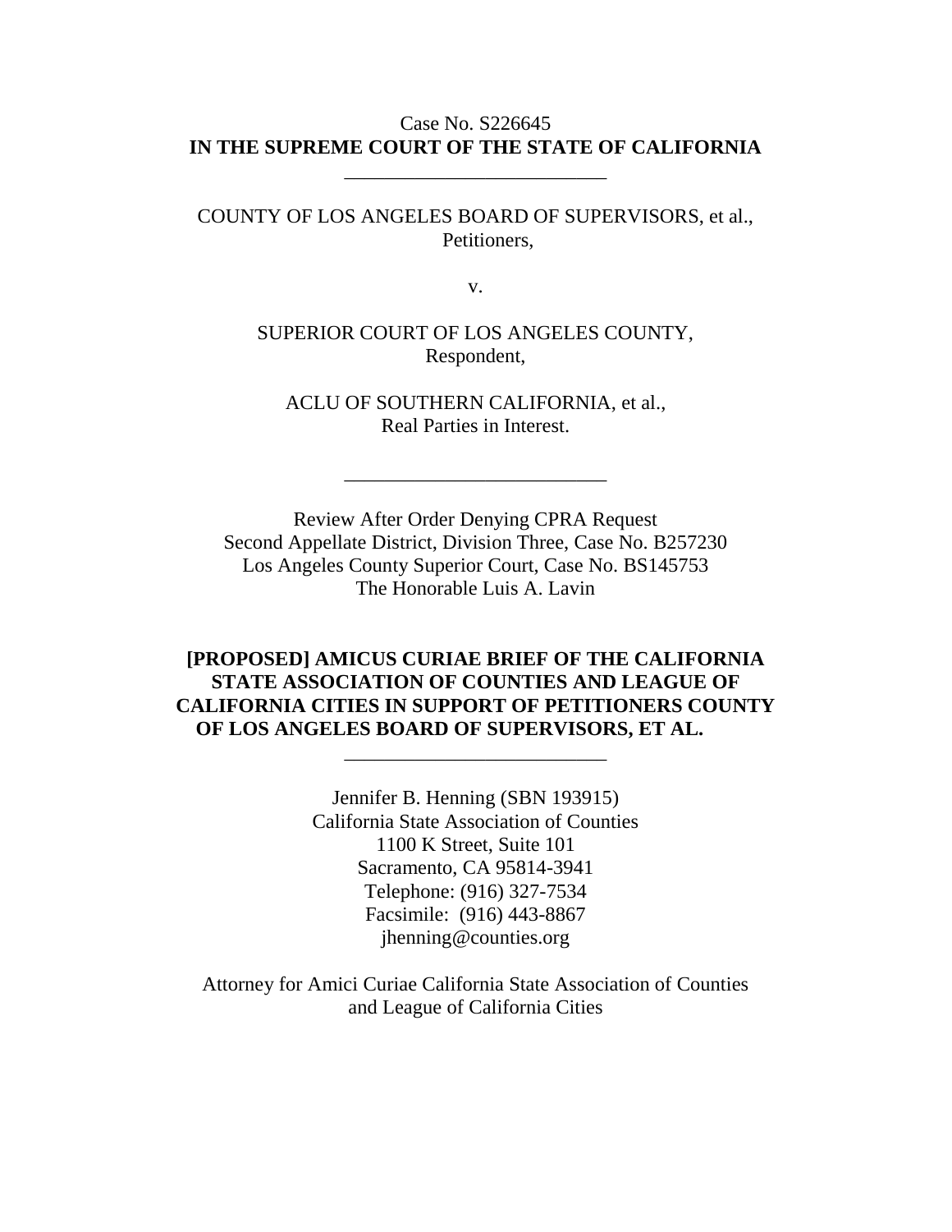Case No. S226645
**IN THE SUPREME COURT OF THE STATE OF CALIFORNIA**

\_\_\_\_\_\_\_\_\_\_\_\_\_\_\_\_\_\_\_\_\_\_\_\_\_\_

COUNTY OF LOS ANGELES BOARD OF SUPERVISORS, et al.,
Petitioners,

v.

SUPERIOR COURT OF LOS ANGELES COUNTY,
Respondent,

ACLU OF SOUTHERN CALIFORNIA, et al.,
Real Parties in Interest.

\_\_\_\_\_\_\_\_\_\_\_\_\_\_\_\_\_\_\_\_\_\_\_\_\_\_

Review After Order Denying CPRA Request
Second Appellate District, Division Three, Case No. B257230
Los Angeles County Superior Court, Case No. BS145753
The Honorable Luis A. Lavin

**[PROPOSED] AMICUS CURIAE BRIEF OF THE CALIFORNIA STATE ASSOCIATION OF COUNTIES AND LEAGUE OF CALIFORNIA CITIES IN SUPPORT OF PETITIONERS COUNTY OF LOS ANGELES BOARD OF SUPERVISORS, ET AL.**

\_\_\_\_\_\_\_\_\_\_\_\_\_\_\_\_\_\_\_\_\_\_\_\_\_\_

Jennifer B. Henning (SBN 193915)
California State Association of Counties
1100 K Street, Suite 101
Sacramento, CA 95814-3941
Telephone: (916) 327-7534
Facsimile: (916) 443-8867
jhenning@counties.org

Attorney for Amici Curiae California State Association of Counties and League of California Cities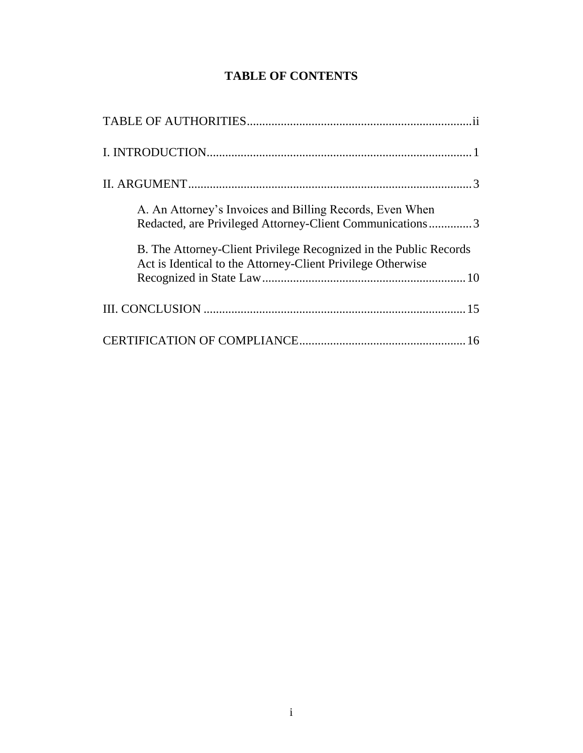# TABLE OF CONTENTS

TABLE OF AUTHORITIES .......... ii

I. INTRODUCTION .......... 1

II. ARGUMENT .......... 3

- A. An Attorney's Invoices and Billing Records, Even When Redacted, are Privileged Attorney-Client Communications .......... 3

- B. The Attorney-Client Privilege Recognized in the Public Records Act is Identical to the Attorney-Client Privilege Otherwise Recognized in State Law .......... 10

III. CONCLUSION .......... 15

CERTIFICATION OF COMPLIANCE .......... 16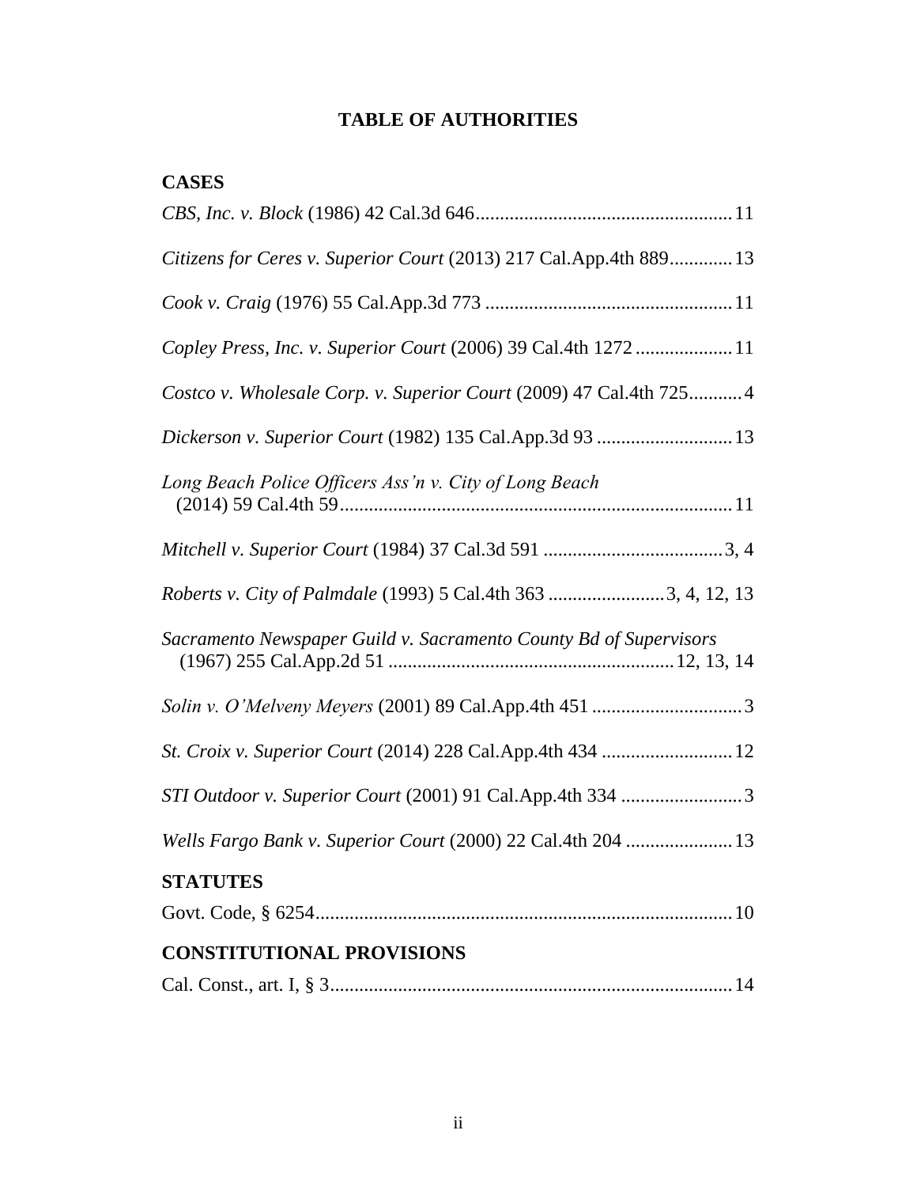# TABLE OF AUTHORITIES

## CASES

*CBS, Inc. v. Block* (1986) 42 Cal.3d 646 .................................................... 11

*Citizens for Ceres v. Superior Court* (2013) 217 Cal.App.4th 889 ............ 13

*Cook v. Craig* (1976) 55 Cal.App.3d 773 .................................................. 11

*Copley Press, Inc. v. Superior Court* (2006) 39 Cal.4th 1272 .................... 11

*Costco v. Wholesale Corp. v. Superior Court* (2009) 47 Cal.4th 725 ........... 4

*Dickerson v. Superior Court* (1982) 135 Cal.App.3d 93 ............................ 13

*Long Beach Police Officers Ass'n v. City of Long Beach* (2014) 59 Cal.4th 59 ................................................................................. 11

*Mitchell v. Superior Court* (1984) 37 Cal.3d 591 ..................................... 3, 4

*Roberts v. City of Palmdale* (1993) 5 Cal.4th 363 ........................ 3, 4, 12, 13

*Sacramento Newspaper Guild v. Sacramento County Bd of Supervisors* (1967) 255 Cal.App.2d 51 .......................................................... 12, 13, 14

*Solin v. O'Melveny Meyers* (2001) 89 Cal.App.4th 451 ............................... 3

*St. Croix v. Superior Court* (2014) 228 Cal.App.4th 434 ........................... 12

*STI Outdoor v. Superior Court* (2001) 91 Cal.App.4th 334 ......................... 3

*Wells Fargo Bank v. Superior Court* (2000) 22 Cal.4th 204 ...................... 13

## STATUTES

Govt. Code, § 6254 ...................................................................................... 10

## CONSTITUTIONAL PROVISIONS

Cal. Const., art. I, § 3 ................................................................................... 14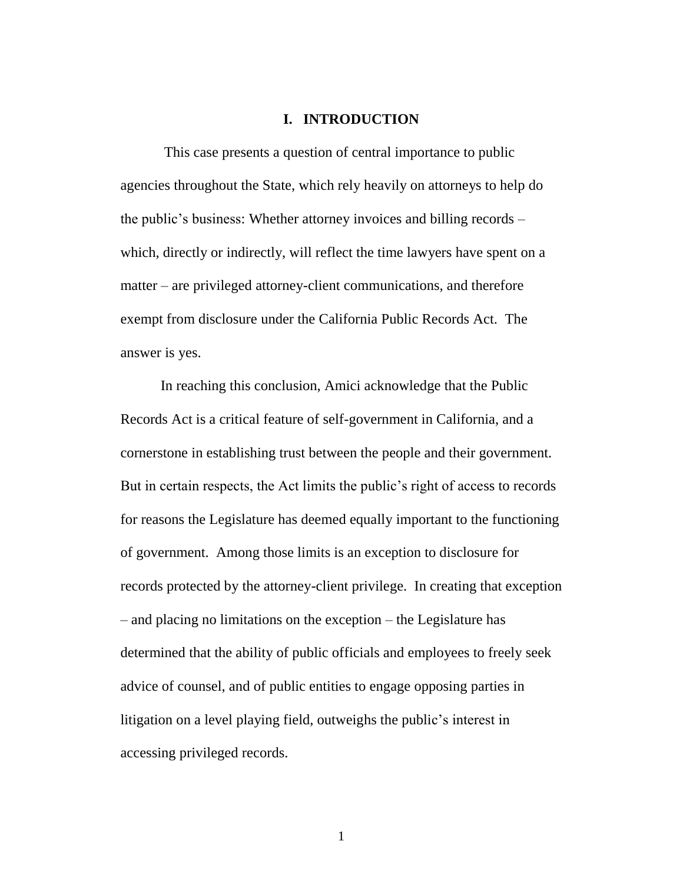# I. INTRODUCTION

This case presents a question of central importance to public agencies throughout the State, which rely heavily on attorneys to help do the public's business: Whether attorney invoices and billing records – which, directly or indirectly, will reflect the time lawyers have spent on a matter – are privileged attorney-client communications, and therefore exempt from disclosure under the California Public Records Act. The answer is yes.

In reaching this conclusion, Amici acknowledge that the Public Records Act is a critical feature of self-government in California, and a cornerstone in establishing trust between the people and their government. But in certain respects, the Act limits the public's right of access to records for reasons the Legislature has deemed equally important to the functioning of government. Among those limits is an exception to disclosure for records protected by the attorney-client privilege. In creating that exception – and placing no limitations on the exception – the Legislature has determined that the ability of public officials and employees to freely seek advice of counsel, and of public entities to engage opposing parties in litigation on a level playing field, outweighs the public's interest in accessing privileged records.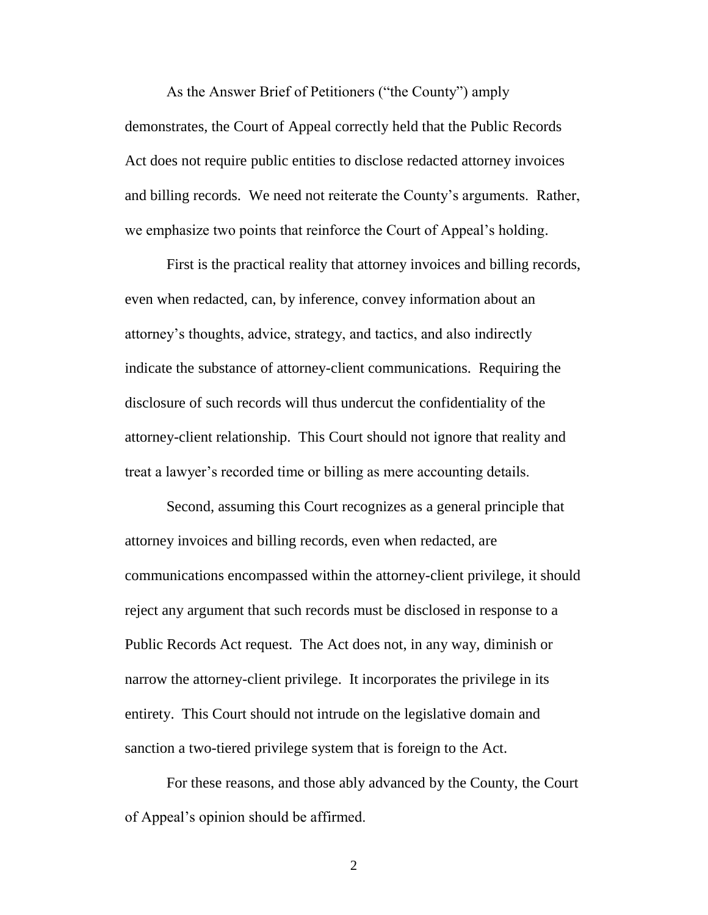As the Answer Brief of Petitioners ("the County") amply demonstrates, the Court of Appeal correctly held that the Public Records Act does not require public entities to disclose redacted attorney invoices and billing records. We need not reiterate the County's arguments. Rather, we emphasize two points that reinforce the Court of Appeal's holding.

First is the practical reality that attorney invoices and billing records, even when redacted, can, by inference, convey information about an attorney's thoughts, advice, strategy, and tactics, and also indirectly indicate the substance of attorney-client communications. Requiring the disclosure of such records will thus undercut the confidentiality of the attorney-client relationship. This Court should not ignore that reality and treat a lawyer's recorded time or billing as mere accounting details.

Second, assuming this Court recognizes as a general principle that attorney invoices and billing records, even when redacted, are communications encompassed within the attorney-client privilege, it should reject any argument that such records must be disclosed in response to a Public Records Act request. The Act does not, in any way, diminish or narrow the attorney-client privilege. It incorporates the privilege in its entirety. This Court should not intrude on the legislative domain and sanction a two-tiered privilege system that is foreign to the Act.

For these reasons, and those ably advanced by the County, the Court of Appeal's opinion should be affirmed.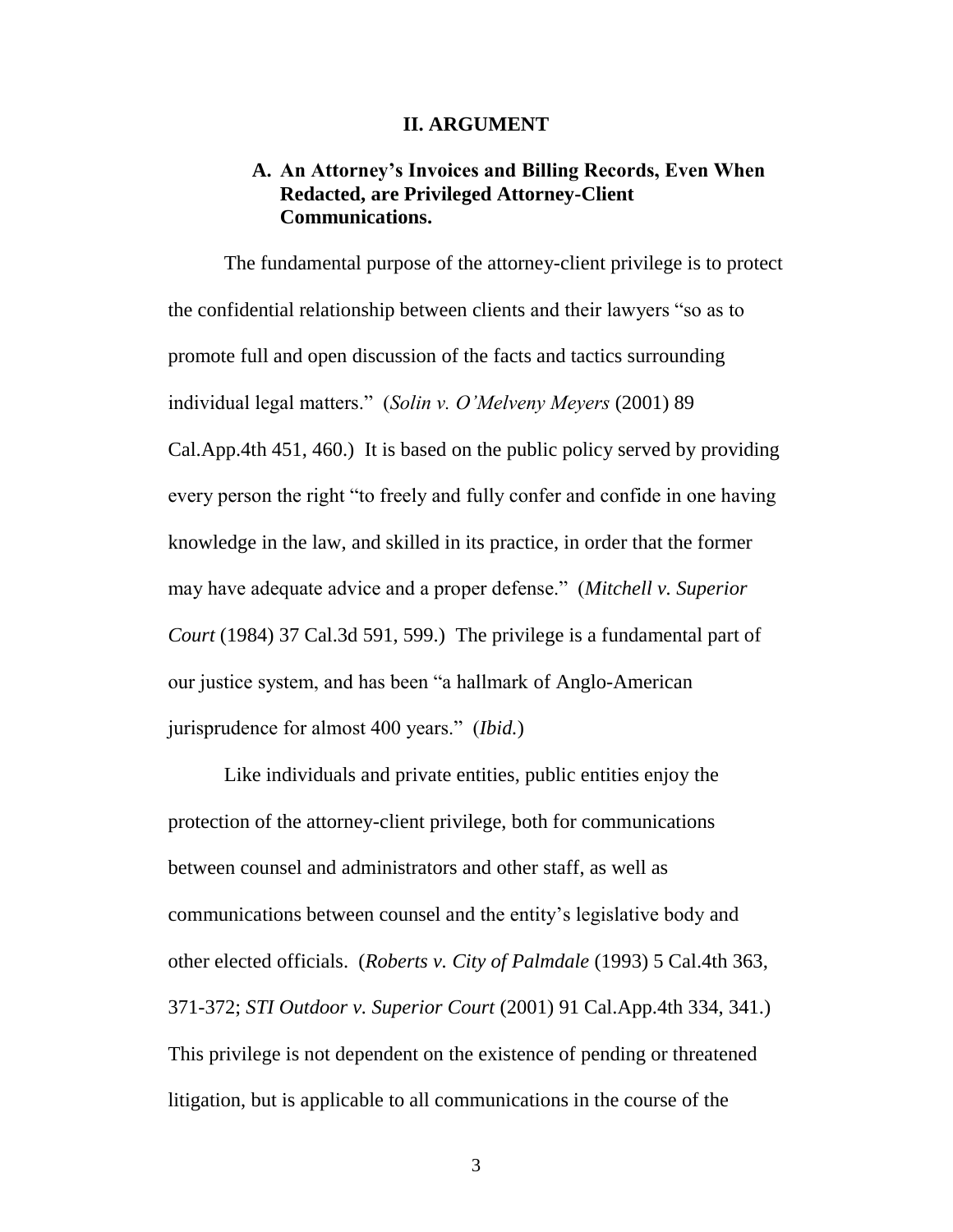## II. ARGUMENT

### A. An Attorney's Invoices and Billing Records, Even When Redacted, are Privileged Attorney-Client Communications.

The fundamental purpose of the attorney-client privilege is to protect the confidential relationship between clients and their lawyers "so as to promote full and open discussion of the facts and tactics surrounding individual legal matters." (*Solin v. O'Melveny Meyers* (2001) 89 Cal.App.4th 451, 460.) It is based on the public policy served by providing every person the right "to freely and fully confer and confide in one having knowledge in the law, and skilled in its practice, in order that the former may have adequate advice and a proper defense." (*Mitchell v. Superior Court* (1984) 37 Cal.3d 591, 599.) The privilege is a fundamental part of our justice system, and has been "a hallmark of Anglo-American jurisprudence for almost 400 years." (*Ibid.*)

Like individuals and private entities, public entities enjoy the protection of the attorney-client privilege, both for communications between counsel and administrators and other staff, as well as communications between counsel and the entity's legislative body and other elected officials. (*Roberts v. City of Palmdale* (1993) 5 Cal.4th 363, 371-372; *STI Outdoor v. Superior Court* (2001) 91 Cal.App.4th 334, 341.) This privilege is not dependent on the existence of pending or threatened litigation, but is applicable to all communications in the course of the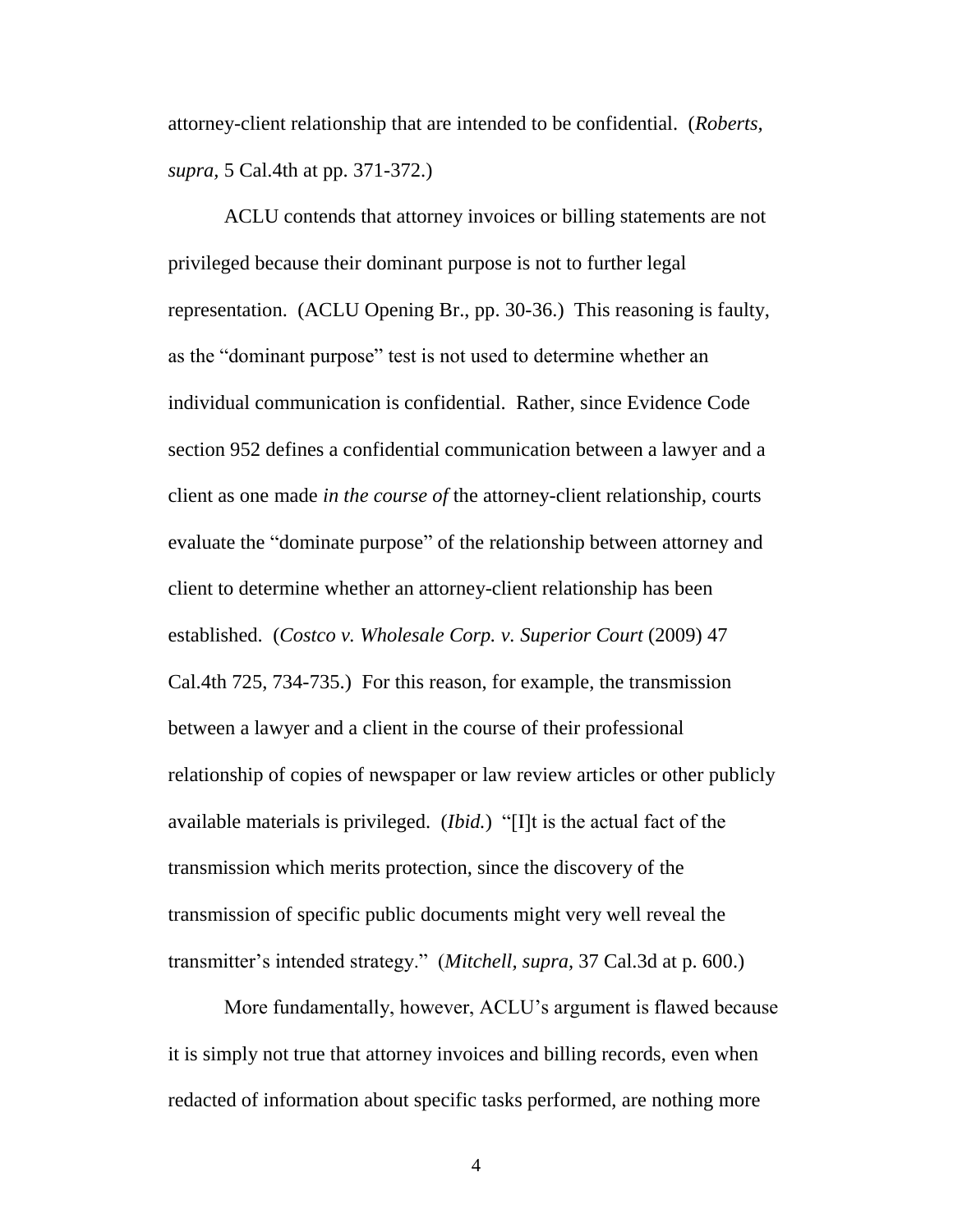attorney-client relationship that are intended to be confidential. (*Roberts, supra,* 5 Cal.4th at pp. 371-372.)

ACLU contends that attorney invoices or billing statements are not privileged because their dominant purpose is not to further legal representation. (ACLU Opening Br., pp. 30-36.) This reasoning is faulty, as the "dominant purpose" test is not used to determine whether an individual communication is confidential. Rather, since Evidence Code section 952 defines a confidential communication between a lawyer and a client as one made *in the course of* the attorney-client relationship, courts evaluate the "dominate purpose" of the relationship between attorney and client to determine whether an attorney-client relationship has been established. (*Costco v. Wholesale Corp. v. Superior Court* (2009) 47 Cal.4th 725, 734-735.) For this reason, for example, the transmission between a lawyer and a client in the course of their professional relationship of copies of newspaper or law review articles or other publicly available materials is privileged. (*Ibid.*) "[I]t is the actual fact of the transmission which merits protection, since the discovery of the transmission of specific public documents might very well reveal the transmitter's intended strategy." (*Mitchell, supra,* 37 Cal.3d at p. 600.)

More fundamentally, however, ACLU's argument is flawed because it is simply not true that attorney invoices and billing records, even when redacted of information about specific tasks performed, are nothing more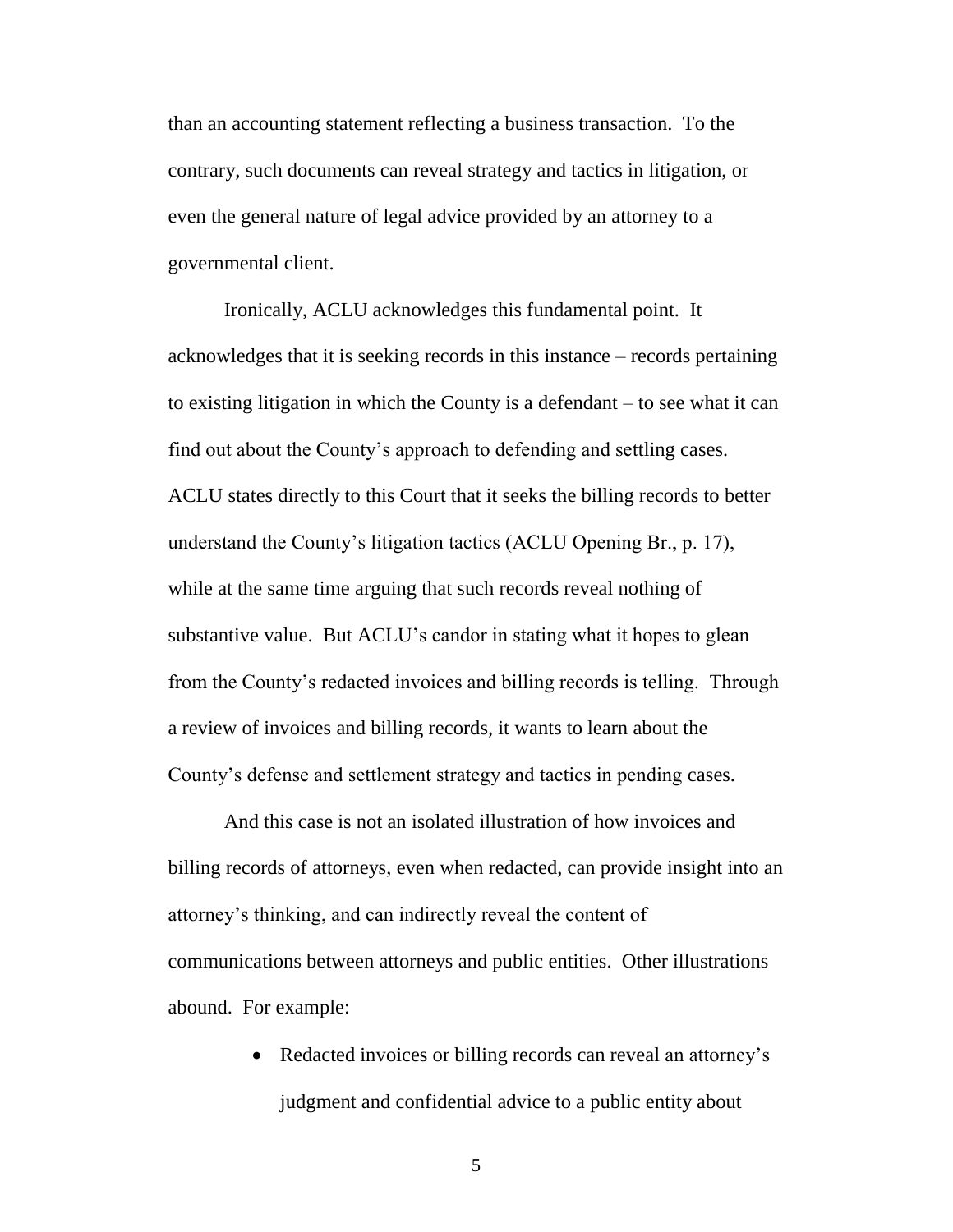than an accounting statement reflecting a business transaction. To the contrary, such documents can reveal strategy and tactics in litigation, or even the general nature of legal advice provided by an attorney to a governmental client.

Ironically, ACLU acknowledges this fundamental point. It acknowledges that it is seeking records in this instance – records pertaining to existing litigation in which the County is a defendant – to see what it can find out about the County's approach to defending and settling cases. ACLU states directly to this Court that it seeks the billing records to better understand the County's litigation tactics (ACLU Opening Br., p. 17), while at the same time arguing that such records reveal nothing of substantive value. But ACLU's candor in stating what it hopes to glean from the County's redacted invoices and billing records is telling. Through a review of invoices and billing records, it wants to learn about the County's defense and settlement strategy and tactics in pending cases.

And this case is not an isolated illustration of how invoices and billing records of attorneys, even when redacted, can provide insight into an attorney's thinking, and can indirectly reveal the content of communications between attorneys and public entities. Other illustrations abound. For example:

- Redacted invoices or billing records can reveal an attorney's judgment and confidential advice to a public entity about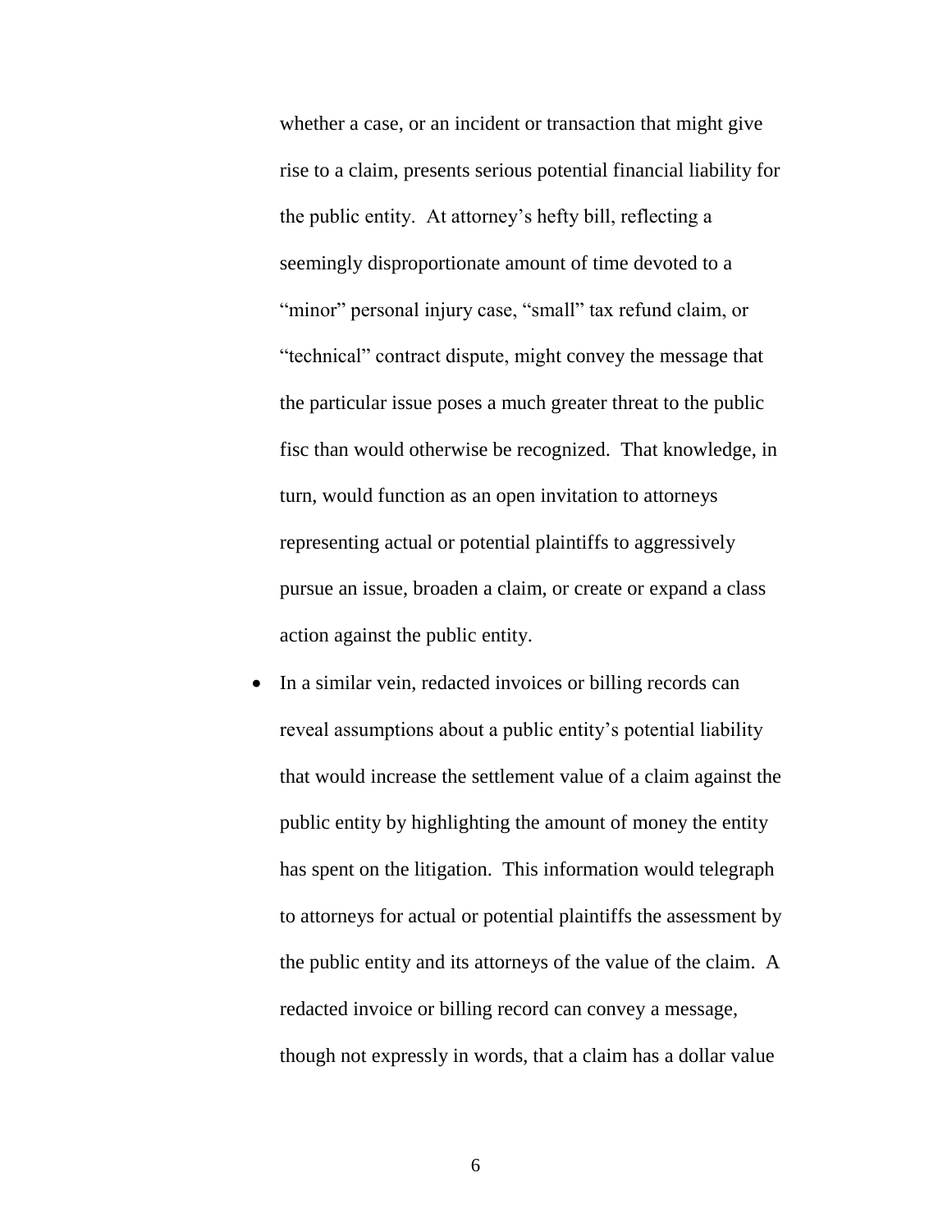whether a case, or an incident or transaction that might give rise to a claim, presents serious potential financial liability for the public entity. At attorney's hefty bill, reflecting a seemingly disproportionate amount of time devoted to a "minor" personal injury case, "small" tax refund claim, or "technical" contract dispute, might convey the message that the particular issue poses a much greater threat to the public fisc than would otherwise be recognized. That knowledge, in turn, would function as an open invitation to attorneys representing actual or potential plaintiffs to aggressively pursue an issue, broaden a claim, or create or expand a class action against the public entity.

- In a similar vein, redacted invoices or billing records can reveal assumptions about a public entity's potential liability that would increase the settlement value of a claim against the public entity by highlighting the amount of money the entity has spent on the litigation. This information would telegraph to attorneys for actual or potential plaintiffs the assessment by the public entity and its attorneys of the value of the claim. A redacted invoice or billing record can convey a message, though not expressly in words, that a claim has a dollar value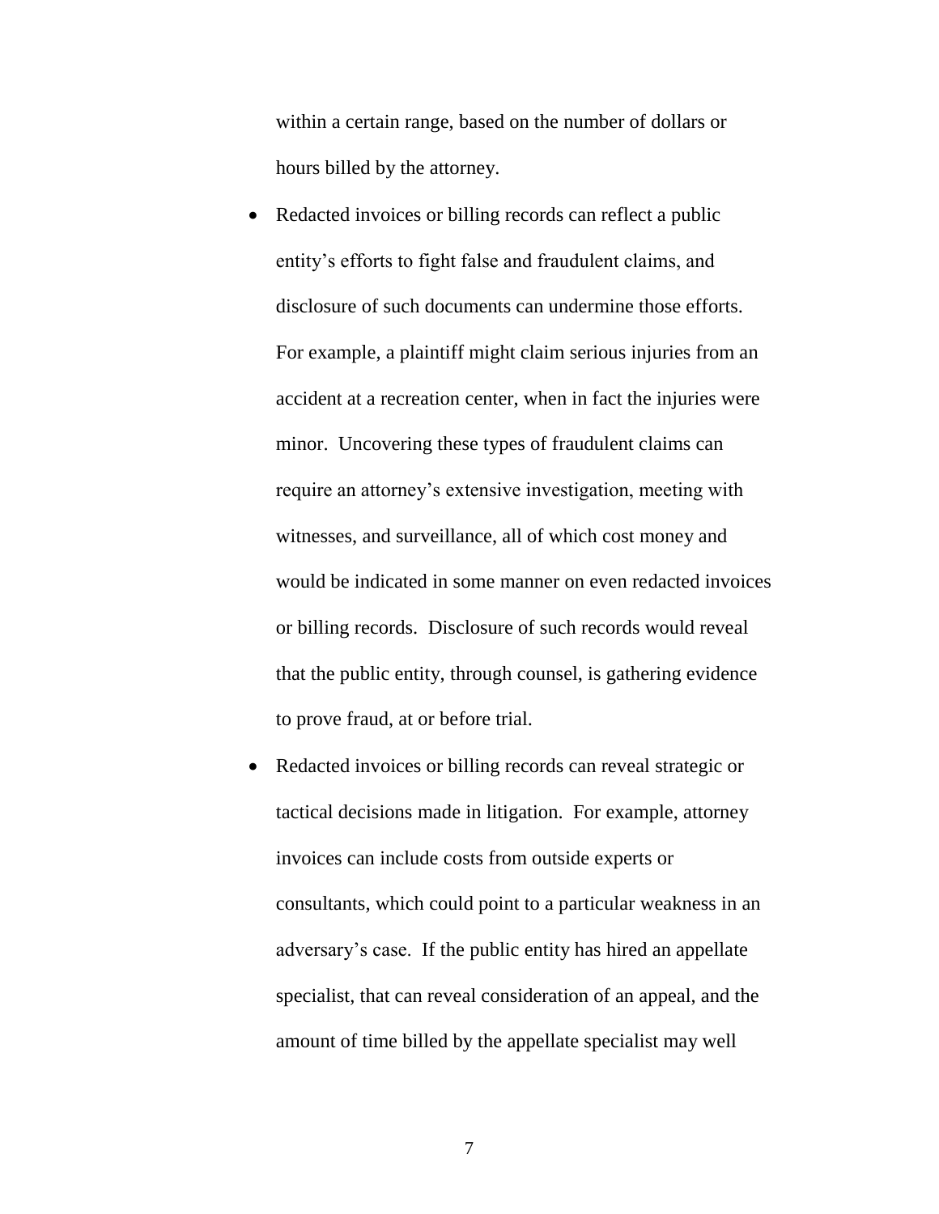within a certain range, based on the number of dollars or hours billed by the attorney.

- Redacted invoices or billing records can reflect a public entity's efforts to fight false and fraudulent claims, and disclosure of such documents can undermine those efforts. For example, a plaintiff might claim serious injuries from an accident at a recreation center, when in fact the injuries were minor. Uncovering these types of fraudulent claims can require an attorney's extensive investigation, meeting with witnesses, and surveillance, all of which cost money and would be indicated in some manner on even redacted invoices or billing records. Disclosure of such records would reveal that the public entity, through counsel, is gathering evidence to prove fraud, at or before trial.
- Redacted invoices or billing records can reveal strategic or tactical decisions made in litigation. For example, attorney invoices can include costs from outside experts or consultants, which could point to a particular weakness in an adversary's case. If the public entity has hired an appellate specialist, that can reveal consideration of an appeal, and the amount of time billed by the appellate specialist may well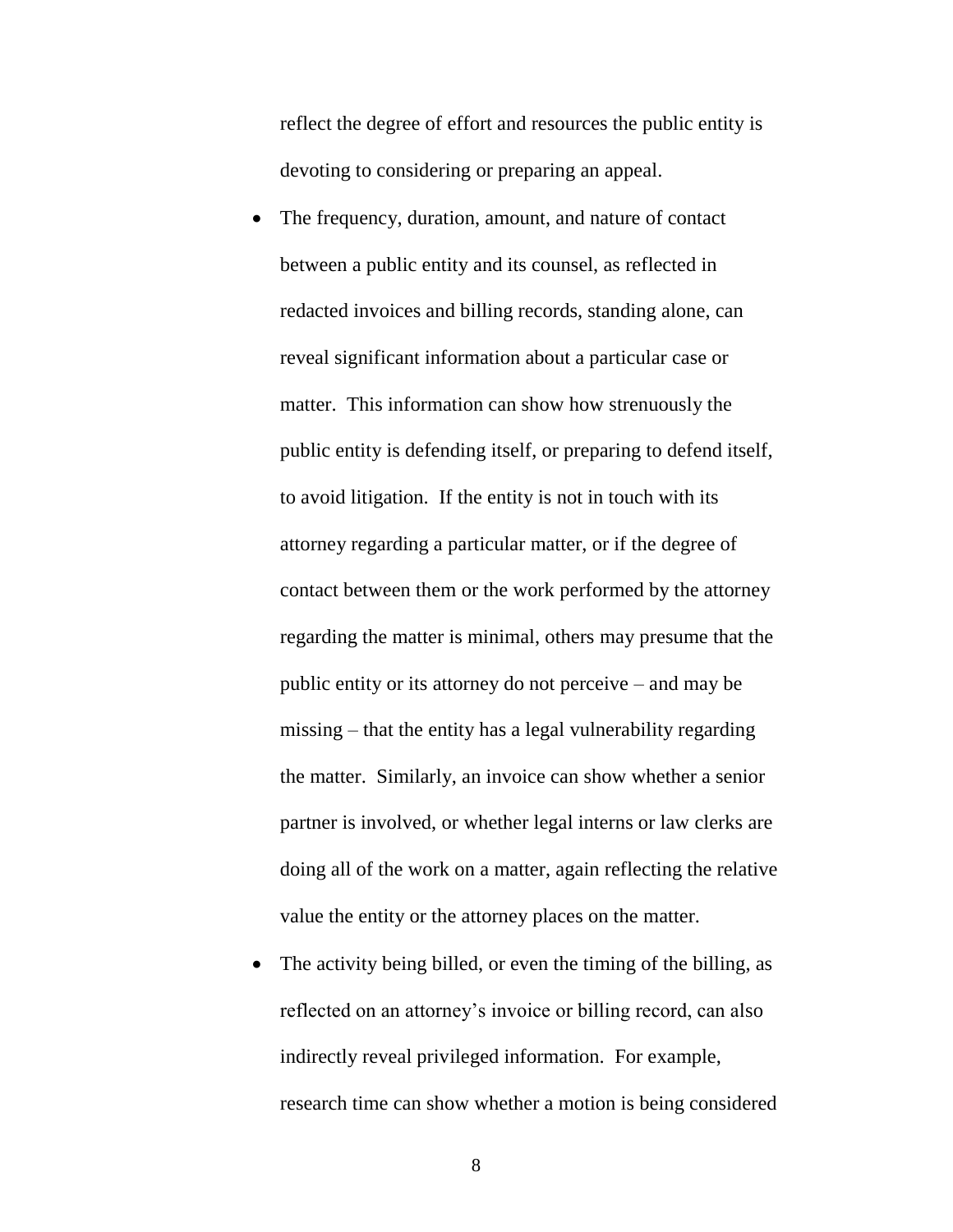reflect the degree of effort and resources the public entity is devoting to considering or preparing an appeal.

- The frequency, duration, amount, and nature of contact between a public entity and its counsel, as reflected in redacted invoices and billing records, standing alone, can reveal significant information about a particular case or matter. This information can show how strenuously the public entity is defending itself, or preparing to defend itself, to avoid litigation. If the entity is not in touch with its attorney regarding a particular matter, or if the degree of contact between them or the work performed by the attorney regarding the matter is minimal, others may presume that the public entity or its attorney do not perceive – and may be missing – that the entity has a legal vulnerability regarding the matter. Similarly, an invoice can show whether a senior partner is involved, or whether legal interns or law clerks are doing all of the work on a matter, again reflecting the relative value the entity or the attorney places on the matter.
- The activity being billed, or even the timing of the billing, as reflected on an attorney's invoice or billing record, can also indirectly reveal privileged information. For example, research time can show whether a motion is being considered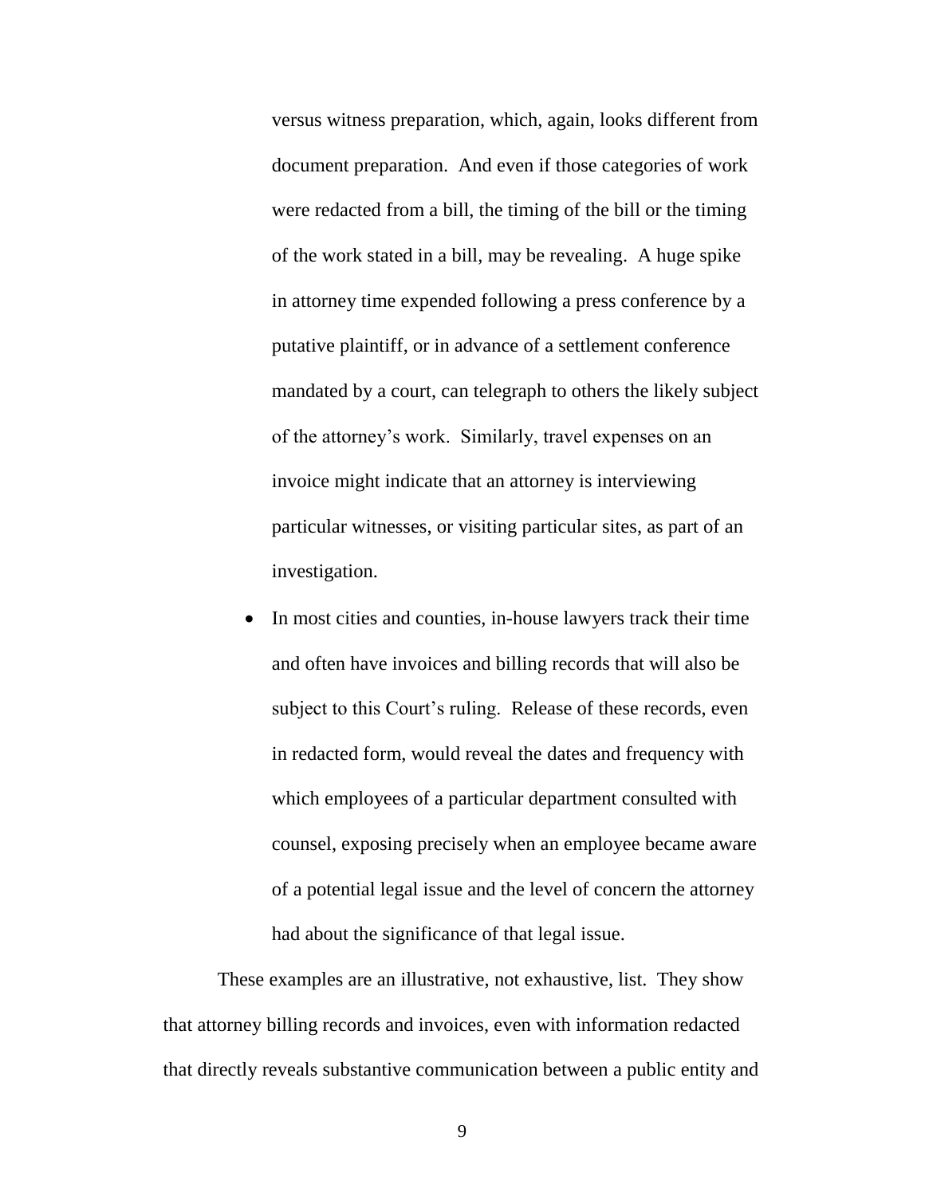versus witness preparation, which, again, looks different from document preparation. And even if those categories of work were redacted from a bill, the timing of the bill or the timing of the work stated in a bill, may be revealing. A huge spike in attorney time expended following a press conference by a putative plaintiff, or in advance of a settlement conference mandated by a court, can telegraph to others the likely subject of the attorney's work. Similarly, travel expenses on an invoice might indicate that an attorney is interviewing particular witnesses, or visiting particular sites, as part of an investigation.

- In most cities and counties, in-house lawyers track their time and often have invoices and billing records that will also be subject to this Court's ruling. Release of these records, even in redacted form, would reveal the dates and frequency with which employees of a particular department consulted with counsel, exposing precisely when an employee became aware of a potential legal issue and the level of concern the attorney had about the significance of that legal issue.

These examples are an illustrative, not exhaustive, list. They show that attorney billing records and invoices, even with information redacted that directly reveals substantive communication between a public entity and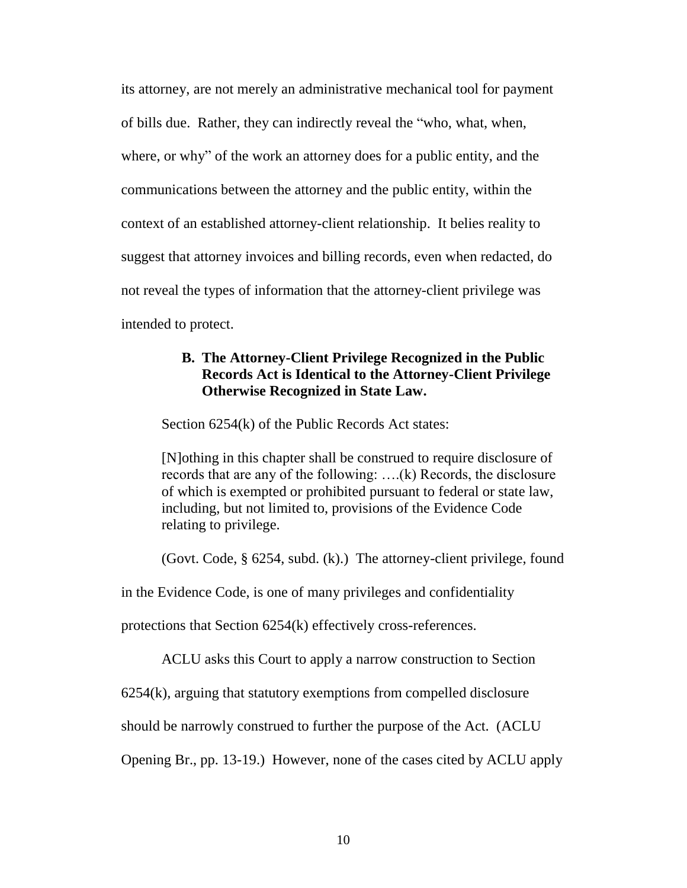its attorney, are not merely an administrative mechanical tool for payment of bills due. Rather, they can indirectly reveal the "who, what, when, where, or why" of the work an attorney does for a public entity, and the communications between the attorney and the public entity, within the context of an established attorney-client relationship. It belies reality to suggest that attorney invoices and billing records, even when redacted, do not reveal the types of information that the attorney-client privilege was intended to protect.

### B. The Attorney-Client Privilege Recognized in the Public Records Act is Identical to the Attorney-Client Privilege Otherwise Recognized in State Law.

Section 6254(k) of the Public Records Act states:

> [N]othing in this chapter shall be construed to require disclosure of records that are any of the following: ….(k) Records, the disclosure of which is exempted or prohibited pursuant to federal or state law, including, but not limited to, provisions of the Evidence Code relating to privilege.

(Govt. Code, § 6254, subd. (k).) The attorney-client privilege, found in the Evidence Code, is one of many privileges and confidentiality protections that Section 6254(k) effectively cross-references.

ACLU asks this Court to apply a narrow construction to Section 6254(k), arguing that statutory exemptions from compelled disclosure should be narrowly construed to further the purpose of the Act. (ACLU Opening Br., pp. 13-19.) However, none of the cases cited by ACLU apply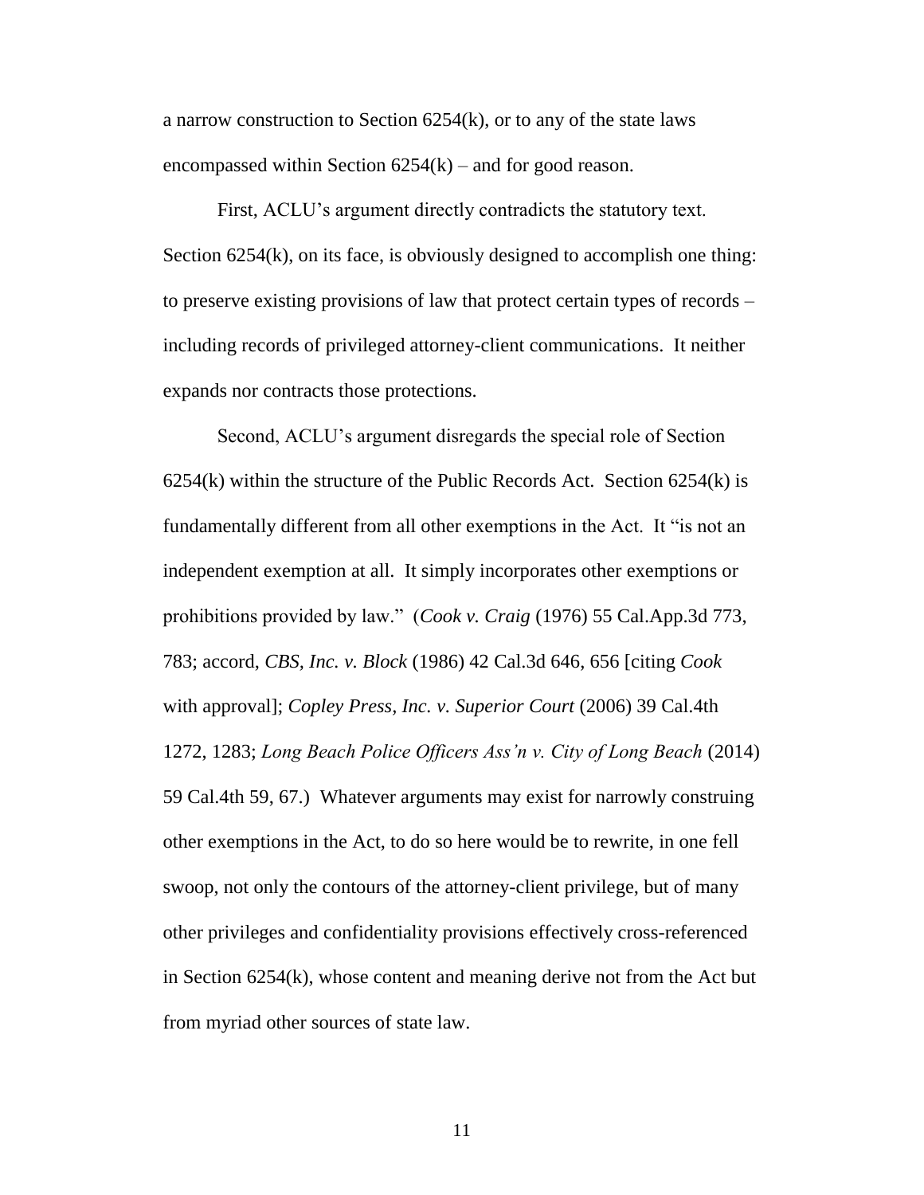a narrow construction to Section 6254(k), or to any of the state laws encompassed within Section 6254(k) – and for good reason.

First, ACLU's argument directly contradicts the statutory text. Section 6254(k), on its face, is obviously designed to accomplish one thing: to preserve existing provisions of law that protect certain types of records – including records of privileged attorney-client communications. It neither expands nor contracts those protections.

Second, ACLU's argument disregards the special role of Section 6254(k) within the structure of the Public Records Act. Section 6254(k) is fundamentally different from all other exemptions in the Act. It "is not an independent exemption at all. It simply incorporates other exemptions or prohibitions provided by law." (*Cook v. Craig* (1976) 55 Cal.App.3d 773, 783; accord, *CBS, Inc. v. Block* (1986) 42 Cal.3d 646, 656 [citing *Cook* with approval]; *Copley Press, Inc. v. Superior Court* (2006) 39 Cal.4th 1272, 1283; *Long Beach Police Officers Ass'n v. City of Long Beach* (2014) 59 Cal.4th 59, 67.) Whatever arguments may exist for narrowly construing other exemptions in the Act, to do so here would be to rewrite, in one fell swoop, not only the contours of the attorney-client privilege, but of many other privileges and confidentiality provisions effectively cross-referenced in Section 6254(k), whose content and meaning derive not from the Act but from myriad other sources of state law.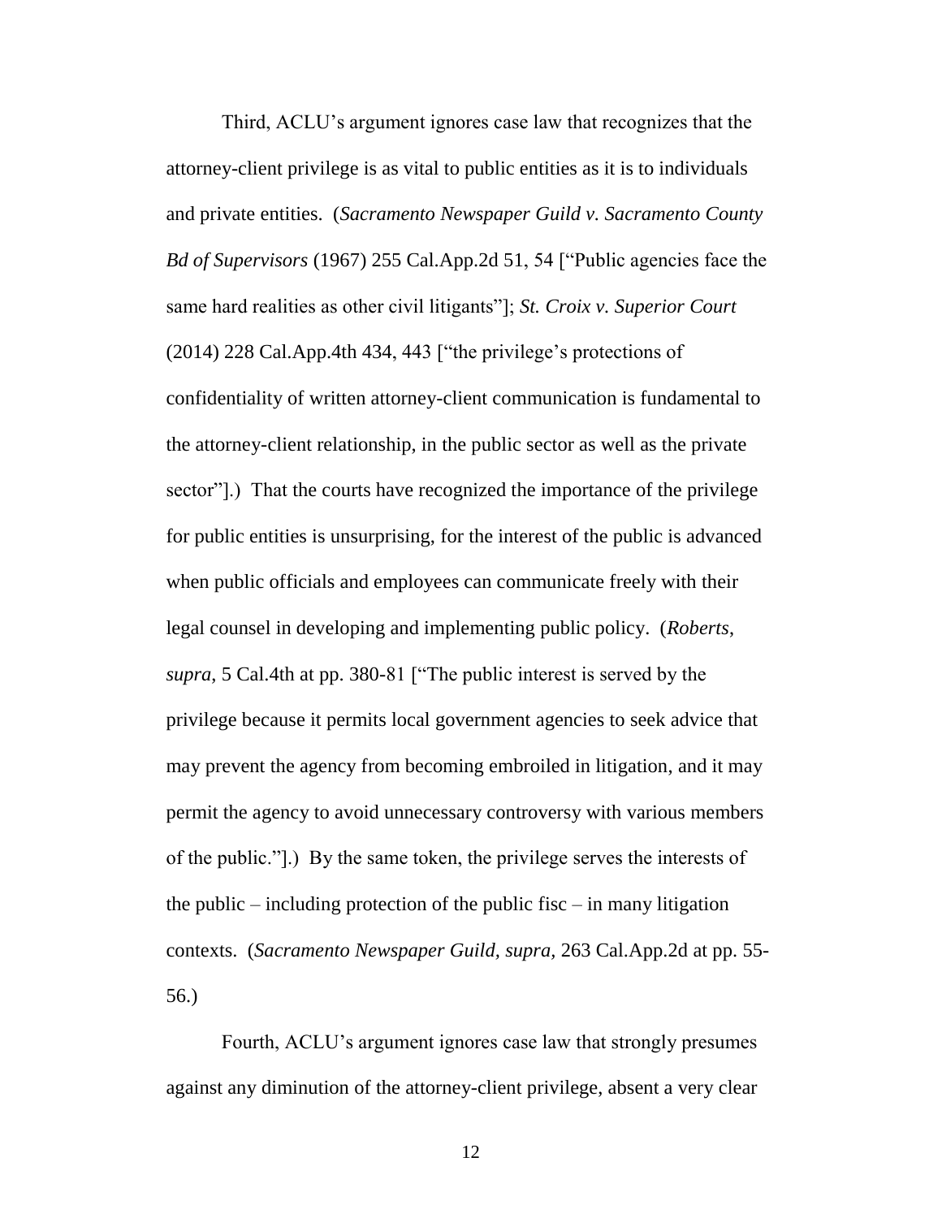Third, ACLU's argument ignores case law that recognizes that the attorney-client privilege is as vital to public entities as it is to individuals and private entities. (*Sacramento Newspaper Guild v. Sacramento County Bd of Supervisors* (1967) 255 Cal.App.2d 51, 54 ["Public agencies face the same hard realities as other civil litigants"]; *St. Croix v. Superior Court* (2014) 228 Cal.App.4th 434, 443 ["the privilege's protections of confidentiality of written attorney-client communication is fundamental to the attorney-client relationship, in the public sector as well as the private sector"].) That the courts have recognized the importance of the privilege for public entities is unsurprising, for the interest of the public is advanced when public officials and employees can communicate freely with their legal counsel in developing and implementing public policy. (*Roberts*, *supra*, 5 Cal.4th at pp. 380-81 ["The public interest is served by the privilege because it permits local government agencies to seek advice that may prevent the agency from becoming embroiled in litigation, and it may permit the agency to avoid unnecessary controversy with various members of the public."].) By the same token, the privilege serves the interests of the public – including protection of the public fisc – in many litigation contexts. (*Sacramento Newspaper Guild*, *supra*, 263 Cal.App.2d at pp. 55-56.)

Fourth, ACLU's argument ignores case law that strongly presumes against any diminution of the attorney-client privilege, absent a very clear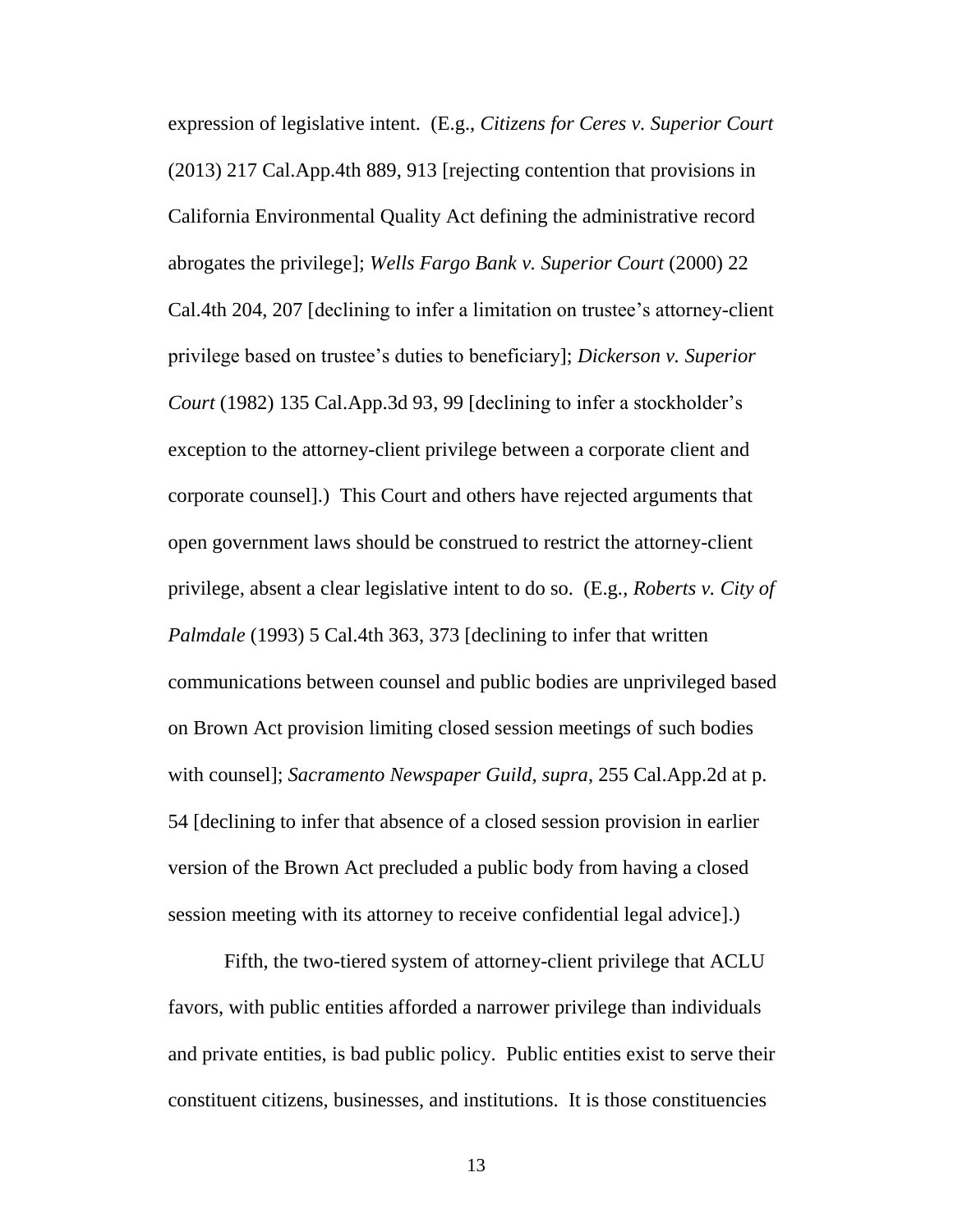expression of legislative intent. (E.g., *Citizens for Ceres v. Superior Court* (2013) 217 Cal.App.4th 889, 913 [rejecting contention that provisions in California Environmental Quality Act defining the administrative record abrogates the privilege]; *Wells Fargo Bank v. Superior Court* (2000) 22 Cal.4th 204, 207 [declining to infer a limitation on trustee's attorney-client privilege based on trustee's duties to beneficiary]; *Dickerson v. Superior Court* (1982) 135 Cal.App.3d 93, 99 [declining to infer a stockholder's exception to the attorney-client privilege between a corporate client and corporate counsel].) This Court and others have rejected arguments that open government laws should be construed to restrict the attorney-client privilege, absent a clear legislative intent to do so. (E.g., *Roberts v. City of Palmdale* (1993) 5 Cal.4th 363, 373 [declining to infer that written communications between counsel and public bodies are unprivileged based on Brown Act provision limiting closed session meetings of such bodies with counsel]; *Sacramento Newspaper Guild, supra*, 255 Cal.App.2d at p. 54 [declining to infer that absence of a closed session provision in earlier version of the Brown Act precluded a public body from having a closed session meeting with its attorney to receive confidential legal advice].)

Fifth, the two-tiered system of attorney-client privilege that ACLU favors, with public entities afforded a narrower privilege than individuals and private entities, is bad public policy. Public entities exist to serve their constituent citizens, businesses, and institutions. It is those constituencies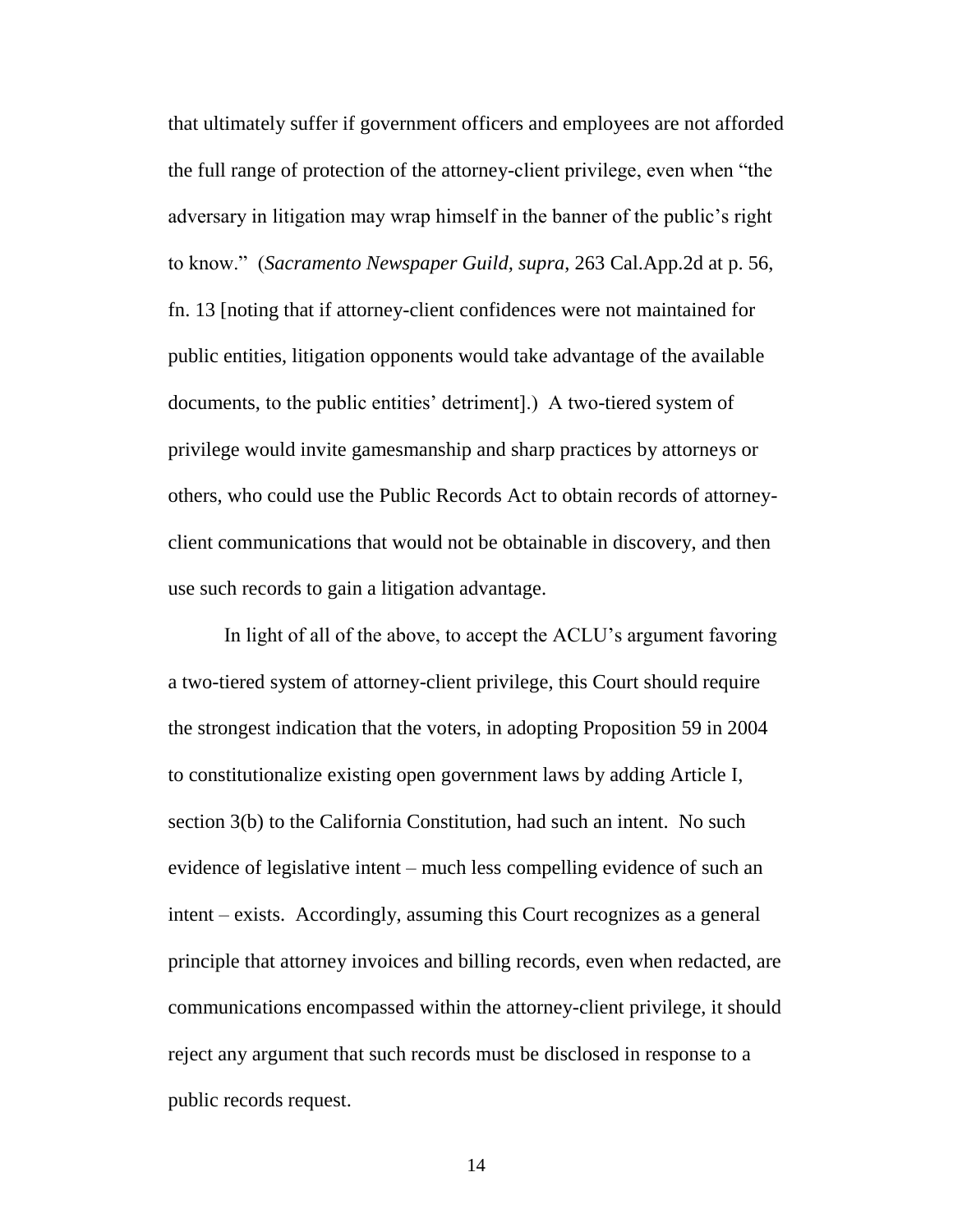that ultimately suffer if government officers and employees are not afforded the full range of protection of the attorney-client privilege, even when "the adversary in litigation may wrap himself in the banner of the public's right to know." (*Sacramento Newspaper Guild, supra*, 263 Cal.App.2d at p. 56, fn. 13 [noting that if attorney-client confidences were not maintained for public entities, litigation opponents would take advantage of the available documents, to the public entities' detriment].) A two-tiered system of privilege would invite gamesmanship and sharp practices by attorneys or others, who could use the Public Records Act to obtain records of attorney-client communications that would not be obtainable in discovery, and then use such records to gain a litigation advantage.

In light of all of the above, to accept the ACLU's argument favoring a two-tiered system of attorney-client privilege, this Court should require the strongest indication that the voters, in adopting Proposition 59 in 2004 to constitutionalize existing open government laws by adding Article I, section 3(b) to the California Constitution, had such an intent. No such evidence of legislative intent – much less compelling evidence of such an intent – exists. Accordingly, assuming this Court recognizes as a general principle that attorney invoices and billing records, even when redacted, are communications encompassed within the attorney-client privilege, it should reject any argument that such records must be disclosed in response to a public records request.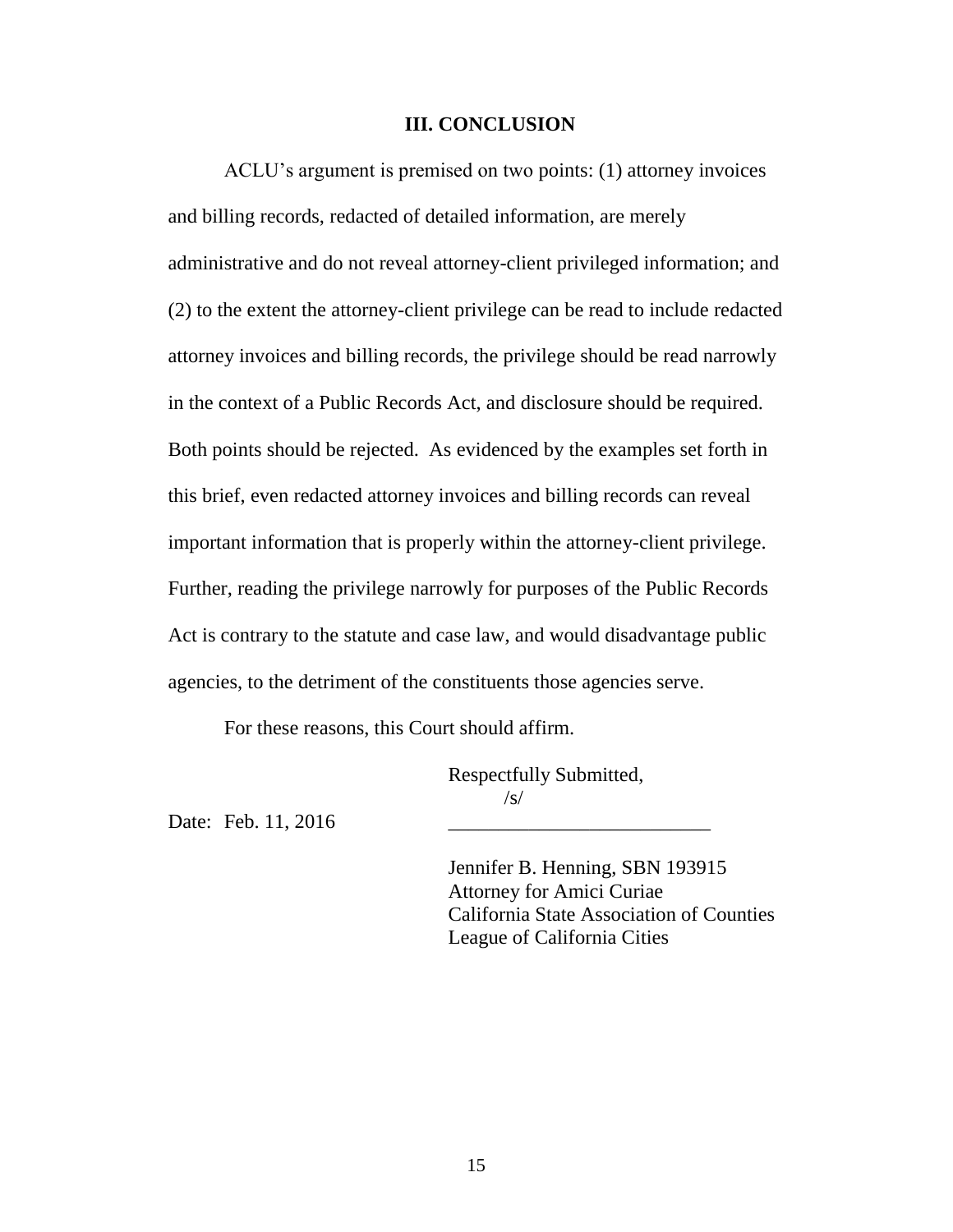## III. CONCLUSION

ACLU's argument is premised on two points: (1) attorney invoices and billing records, redacted of detailed information, are merely administrative and do not reveal attorney-client privileged information; and (2) to the extent the attorney-client privilege can be read to include redacted attorney invoices and billing records, the privilege should be read narrowly in the context of a Public Records Act, and disclosure should be required. Both points should be rejected. As evidenced by the examples set forth in this brief, even redacted attorney invoices and billing records can reveal important information that is properly within the attorney-client privilege. Further, reading the privilege narrowly for purposes of the Public Records Act is contrary to the statute and case law, and would disadvantage public agencies, to the detriment of the constituents those agencies serve.

For these reasons, this Court should affirm.

Respectfully Submitted,

/s/

Date: Feb. 11, 2016 \_\_\_\_\_\_\_\_\_\_\_\_\_\_\_\_\_\_\_\_\_\_\_\_\_\_

Jennifer B. Henning, SBN 193915
Attorney for Amici Curiae
California State Association of Counties
League of California Cities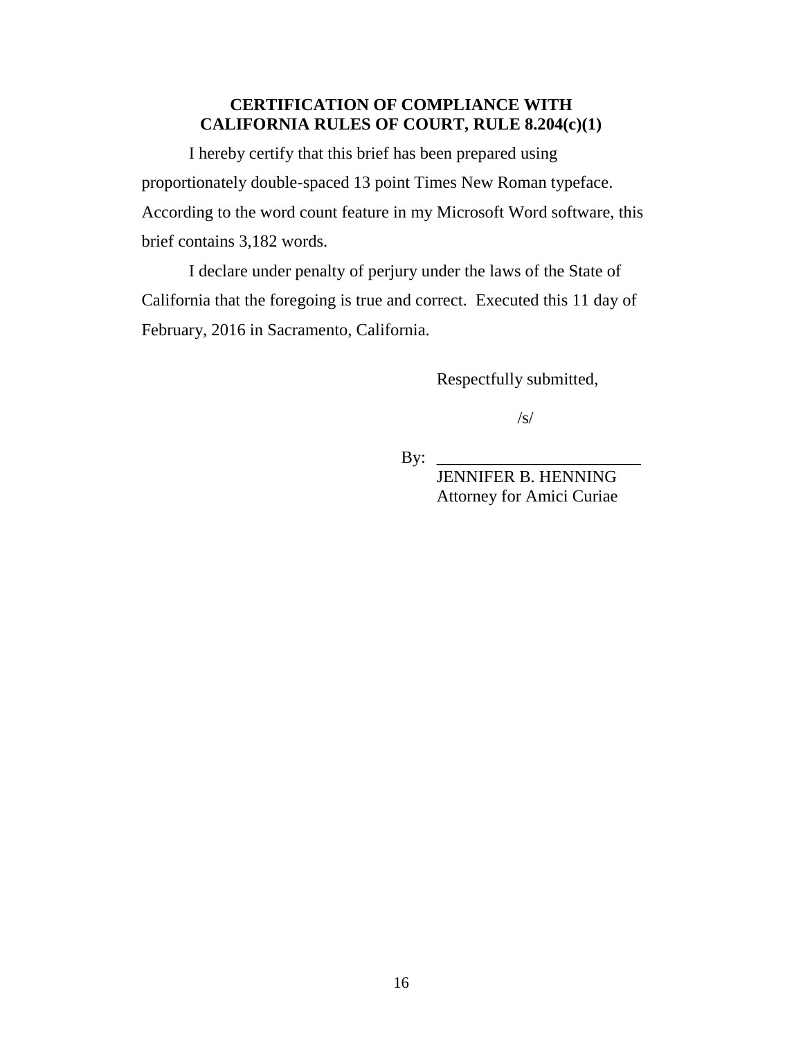## CERTIFICATION OF COMPLIANCE WITH CALIFORNIA RULES OF COURT, RULE 8.204(c)(1)

I hereby certify that this brief has been prepared using proportionately double-spaced 13 point Times New Roman typeface. According to the word count feature in my Microsoft Word software, this brief contains 3,182 words.

I declare under penalty of perjury under the laws of the State of California that the foregoing is true and correct. Executed this 11 day of February, 2016 in Sacramento, California.

Respectfully submitted,

/s/

By: ________________________
JENNIFER B. HENNING
Attorney for Amici Curiae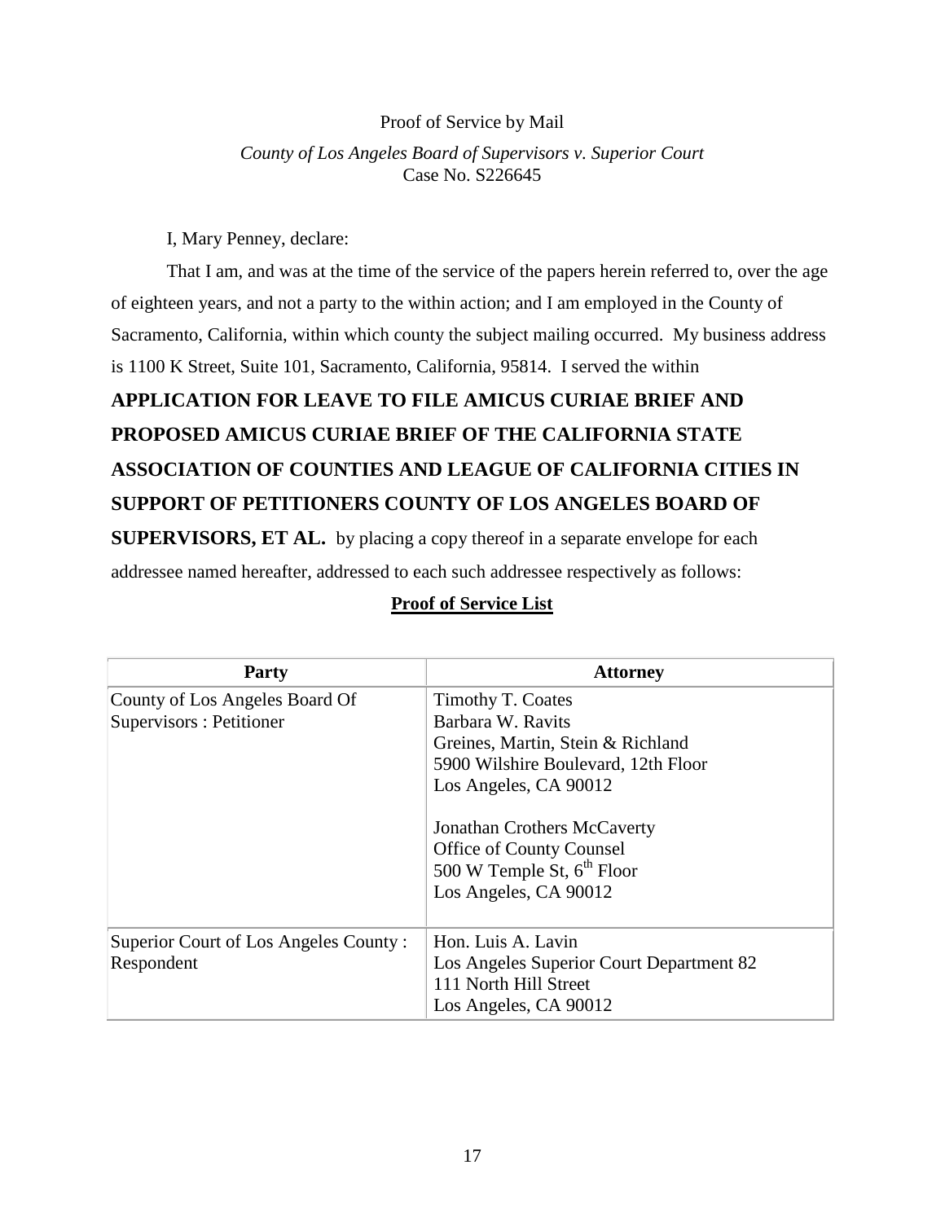Proof of Service by Mail

*County of Los Angeles Board of Supervisors v. Superior Court*
Case No. S226645

I, Mary Penney, declare:

That I am, and was at the time of the service of the papers herein referred to, over the age of eighteen years, and not a party to the within action; and I am employed in the County of Sacramento, California, within which county the subject mailing occurred. My business address is 1100 K Street, Suite 101, Sacramento, California, 95814. I served the within **APPLICATION FOR LEAVE TO FILE AMICUS CURIAE BRIEF AND PROPOSED AMICUS CURIAE BRIEF OF THE CALIFORNIA STATE ASSOCIATION OF COUNTIES AND LEAGUE OF CALIFORNIA CITIES IN SUPPORT OF PETITIONERS COUNTY OF LOS ANGELES BOARD OF SUPERVISORS, ET AL.** by placing a copy thereof in a separate envelope for each addressee named hereafter, addressed to each such addressee respectively as follows:

**Proof of Service List**

| Party | Attorney |
|---|---|
| County of Los Angeles Board Of Supervisors : Petitioner | Timothy T. Coates<br>Barbara W. Ravits<br>Greines, Martin, Stein & Richland<br>5900 Wilshire Boulevard, 12th Floor<br>Los Angeles, CA 90012<br><br>Jonathan Crothers McCaverty<br>Office of County Counsel<br>500 W Temple St, 6th Floor<br>Los Angeles, CA 90012 |
| Superior Court of Los Angeles County : Respondent | Hon. Luis A. Lavin<br>Los Angeles Superior Court Department 82<br>111 North Hill Street<br>Los Angeles, CA 90012 |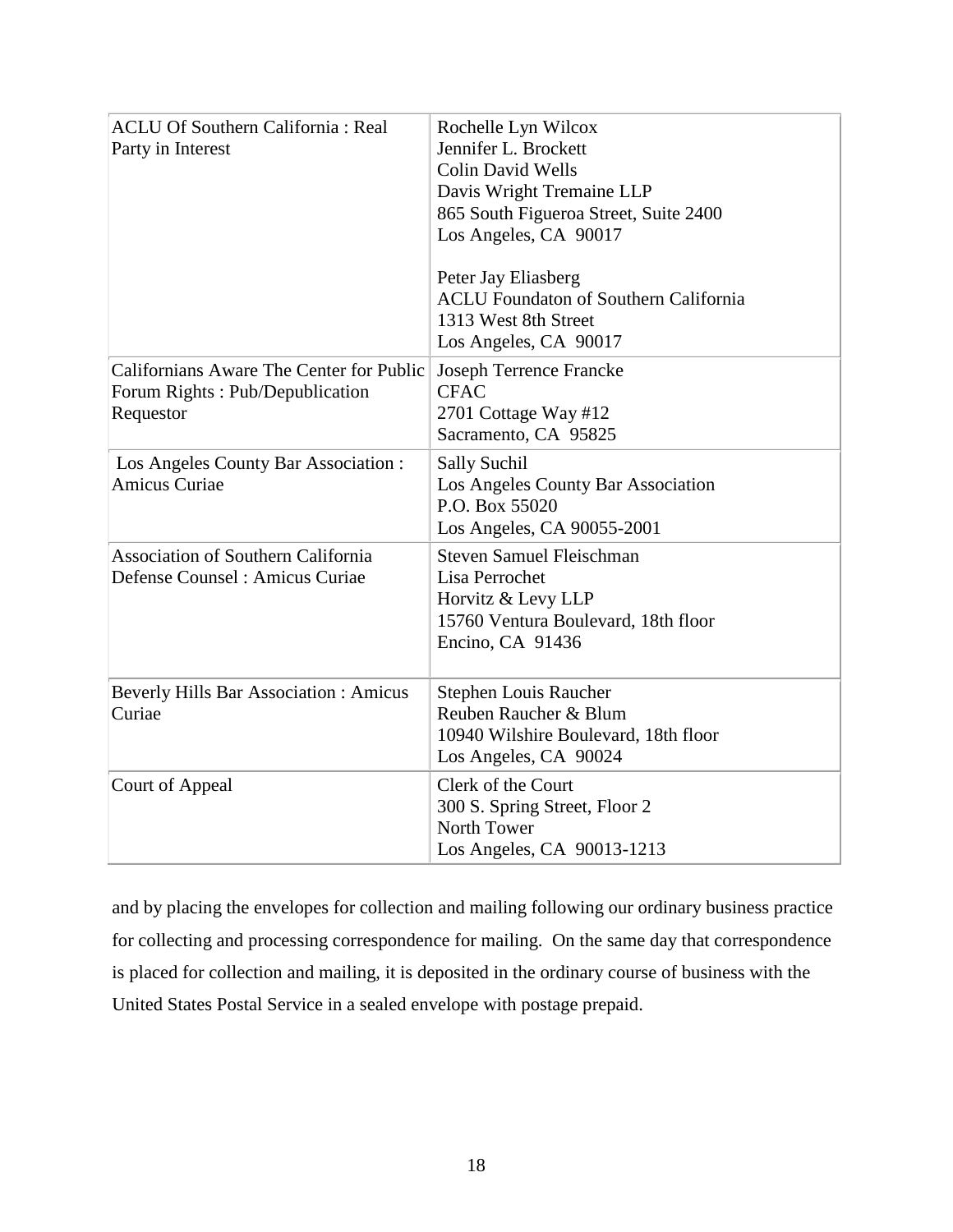| | |
|---|---|
| ACLU Of Southern California : Real Party in Interest | Rochelle Lyn Wilcox<br>Jennifer L. Brockett<br>Colin David Wells<br>Davis Wright Tremaine LLP<br>865 South Figueroa Street, Suite 2400<br>Los Angeles, CA 90017<br><br>Peter Jay Eliasberg<br>ACLU Foundaton of Southern California<br>1313 West 8th Street<br>Los Angeles, CA 90017 |
| Californians Aware The Center for Public Forum Rights : Pub/Depublication Requestor | Joseph Terrence Francke<br>CFAC<br>2701 Cottage Way #12<br>Sacramento, CA 95825 |
| Los Angeles County Bar Association : Amicus Curiae | Sally Suchil<br>Los Angeles County Bar Association<br>P.O. Box 55020<br>Los Angeles, CA 90055-2001 |
| Association of Southern California Defense Counsel : Amicus Curiae | Steven Samuel Fleischman<br>Lisa Perrochet<br>Horvitz & Levy LLP<br>15760 Ventura Boulevard, 18th floor<br>Encino, CA 91436 |
| Beverly Hills Bar Association : Amicus Curiae | Stephen Louis Raucher<br>Reuben Raucher & Blum<br>10940 Wilshire Boulevard, 18th floor<br>Los Angeles, CA 90024 |
| Court of Appeal | Clerk of the Court<br>300 S. Spring Street, Floor 2<br>North Tower<br>Los Angeles, CA 90013-1213 |

and by placing the envelopes for collection and mailing following our ordinary business practice for collecting and processing correspondence for mailing. On the same day that correspondence is placed for collection and mailing, it is deposited in the ordinary course of business with the United States Postal Service in a sealed envelope with postage prepaid.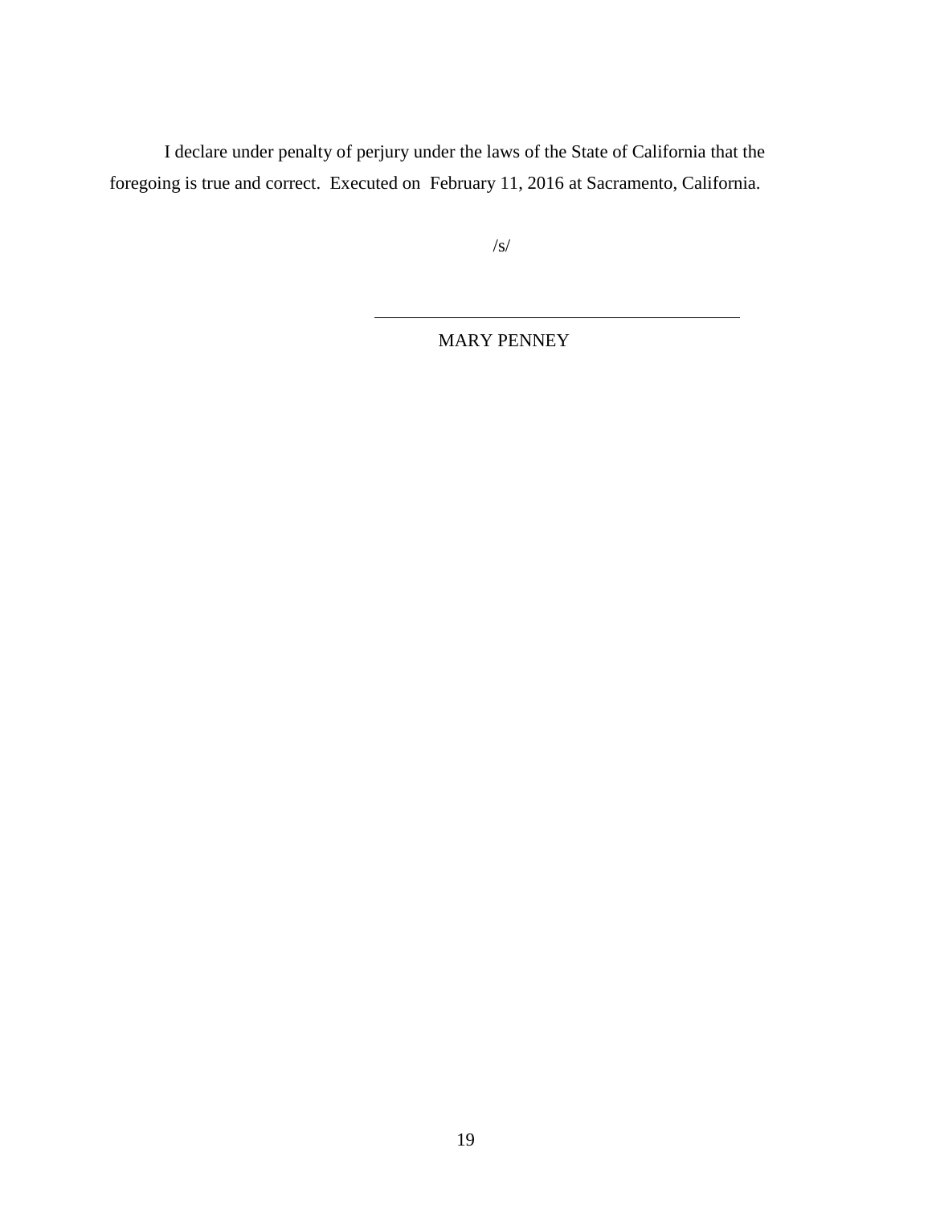I declare under penalty of perjury under the laws of the State of California that the foregoing is true and correct. Executed on February 11, 2016 at Sacramento, California.

/s/

MARY PENNEY